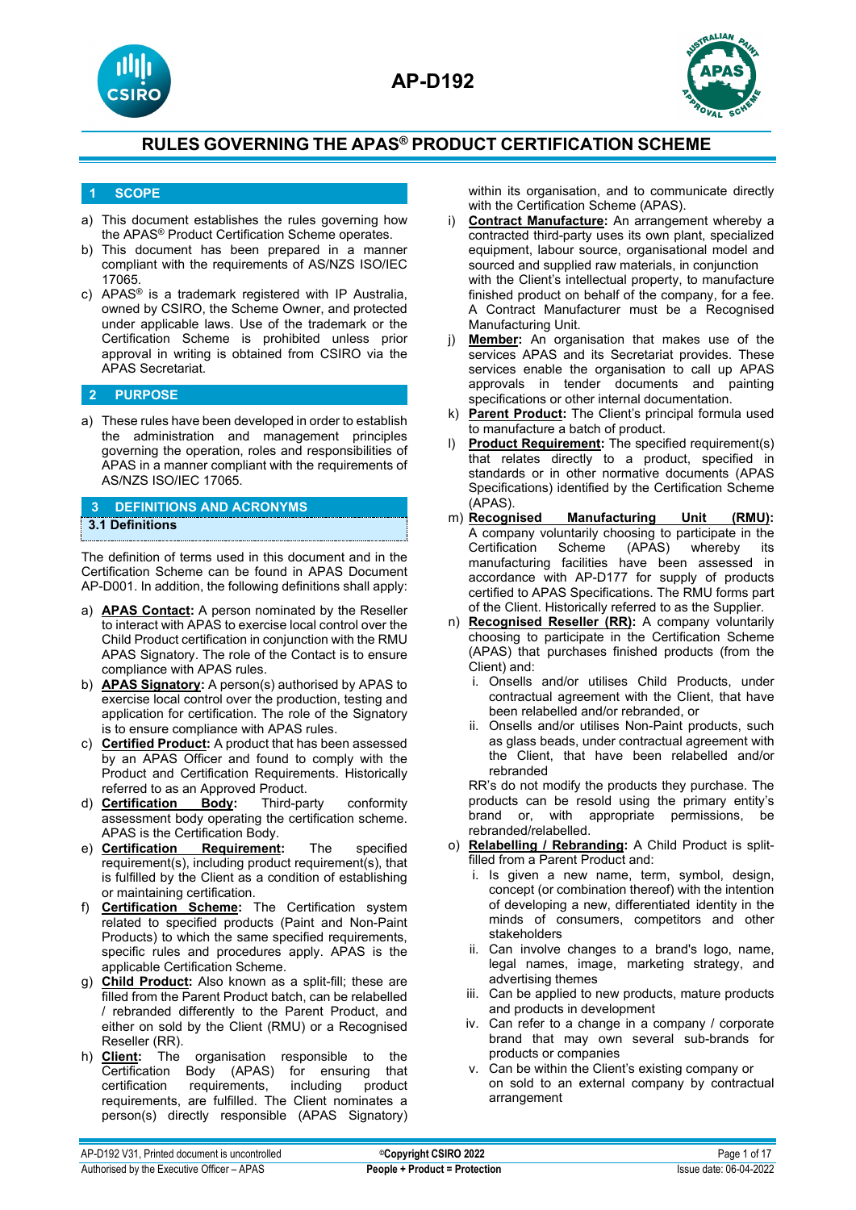# AP-D192

## RULES GOVERNING THE APAS® PRODUCT CERTIFICATION SCHEME

## 1 SCOPE

a) This document establishes the rules governing how the APAS® Product Certification Scheme operates.

b) This document has been prepared in a manner compliant with the requirements of AS/NZS ISO/IEC 17065.

c) APAS® is a trademark registered with IP Australia, owned by CSIRO, the Scheme Owner, and protected under applicable laws. Use of the trademark or the Certification Scheme is prohibited unless prior approval in writing is obtained from CSIRO via the APAS Secretariat.

## 2 PURPOSE

a) These rules have been developed in order to establish the administration and management principles governing the operation, roles and responsibilities of APAS in a manner compliant with the requirements of AS/NZS ISO/IEC 17065.

## 3 DEFINITIONS AND ACRONYMS

### 3.1 Definitions

The definition of terms used in this document and in the Certification Scheme can be found in APAS Document AP-D001. In addition, the following definitions shall apply:

a) **APAS Contact:** A person nominated by the Reseller to interact with APAS to exercise local control over the Child Product certification in conjunction with the RMU APAS Signatory. The role of the Contact is to ensure compliance with APAS rules.

b) **APAS Signatory:** A person(s) authorised by APAS to exercise local control over the production, testing and application for certification. The role of the Signatory is to ensure compliance with APAS rules.

c) **Certified Product:** A product that has been assessed by an APAS Officer and found to comply with the Product and Certification Requirements. Historically referred to as an Approved Product.

d) **Certification Body:** Third-party conformity assessment body operating the certification scheme. APAS is the Certification Body.

e) **Certification Requirement:** The specified requirement(s), including product requirement(s), that is fulfilled by the Client as a condition of establishing or maintaining certification.

f) **Certification Scheme:** The Certification system related to specified products (Paint and Non-Paint Products) to which the same specified requirements, specific rules and procedures apply. APAS is the applicable Certification Scheme.

g) **Child Product:** Also known as a split-fill; these are filled from the Parent Product batch, can be relabelled / rebranded differently to the Parent Product, and either on sold by the Client (RMU) or a Recognised Reseller (RR).

h) **Client:** The organisation responsible to the Certification Body (APAS) for ensuring that certification requirements, including product requirements, are fulfilled. The Client nominates a person(s) directly responsible (APAS Signatory) within its organisation, and to communicate directly with the Certification Scheme (APAS).

i) **Contract Manufacture:** An arrangement whereby a contracted third-party uses its own plant, specialized equipment, labour source, organisational model and sourced and supplied raw materials, in conjunction with the Client's intellectual property, to manufacture finished product on behalf of the company, for a fee. A Contract Manufacturer must be a Recognised Manufacturing Unit.

j) **Member:** An organisation that makes use of the services APAS and its Secretariat provides. These services enable the organisation to call up APAS approvals in tender documents and painting specifications or other internal documentation.

k) **Parent Product:** The Client's principal formula used to manufacture a batch of product.

l) **Product Requirement:** The specified requirement(s) that relates directly to a product, specified in standards or in other normative documents (APAS Specifications) identified by the Certification Scheme (APAS).

m) **Recognised Manufacturing Unit (RMU):** A company voluntarily choosing to participate in the Certification Scheme (APAS) whereby its manufacturing facilities have been assessed in accordance with AP-D177 for supply of products certified to APAS Specifications. The RMU forms part of the Client. Historically referred to as the Supplier.

n) **Recognised Reseller (RR):** A company voluntarily choosing to participate in the Certification Scheme (APAS) that purchases finished products (from the Client) and:

   i. Onsells and/or utilises Child Products, under contractual agreement with the Client, that have been relabelled and/or rebranded, or

   ii. Onsells and/or utilises Non-Paint products, such as glass beads, under contractual agreement with the Client, that have been relabelled and/or rebranded

   RR's do not modify the products they purchase. The products can be resold using the primary entity's brand or, with appropriate permissions, be rebranded/relabelled.

o) **Relabelling / Rebranding:** A Child Product is split-filled from a Parent Product and:

   i. Is given a new name, term, symbol, design, concept (or combination thereof) with the intention of developing a new, differentiated identity in the minds of consumers, competitors and other stakeholders

   ii. Can involve changes to a brand's logo, name, legal names, image, marketing strategy, and advertising themes

   iii. Can be applied to new products, mature products and products in development

   iv. Can refer to a change in a company / corporate brand that may own several sub-brands for products or companies

   v. Can be within the Client's existing company or on sold to an external company by contractual arrangement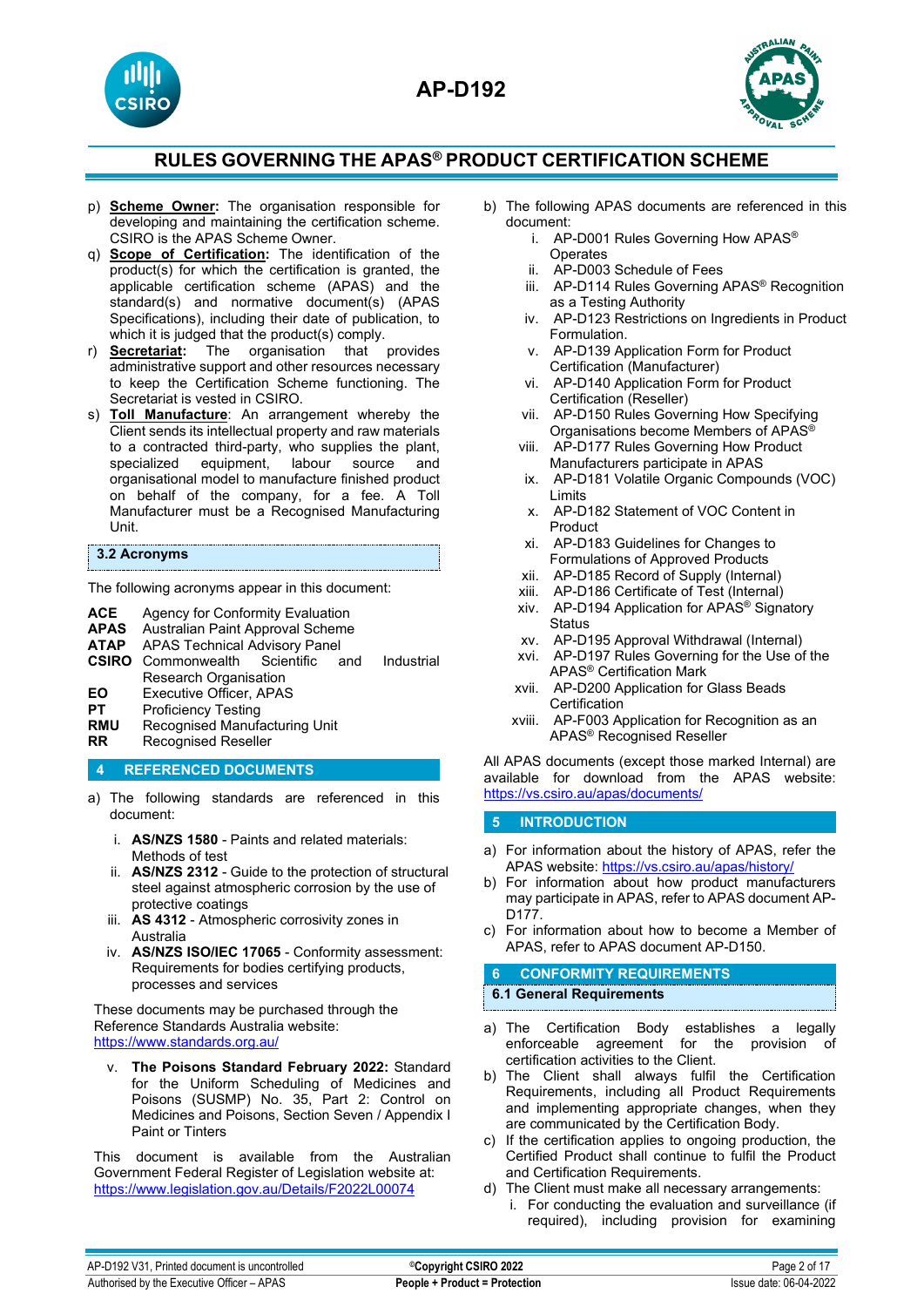p) **Scheme Owner:** The organisation responsible for developing and maintaining the certification scheme. CSIRO is the APAS Scheme Owner.
q) **Scope of Certification:** The identification of the product(s) for which the certification is granted, the applicable certification scheme (APAS) and the standard(s) and normative document(s) (APAS Specifications), including their date of publication, to which it is judged that the product(s) comply.
r) **Secretariat:** The organisation that provides administrative support and other resources necessary to keep the Certification Scheme functioning. The Secretariat is vested in CSIRO.
s) **Toll Manufacture**: An arrangement whereby the Client sends its intellectual property and raw materials to a contracted third-party, who supplies the plant, specialized equipment, labour source and organisational model to manufacture finished product on behalf of the company, for a fee. A Toll Manufacturer must be a Recognised Manufacturing Unit.

### 3.2 Acronyms

The following acronyms appear in this document:

| | |
|---|---|
| **ACE** | Agency for Conformity Evaluation |
| **APAS** | Australian Paint Approval Scheme |
| **ATAP** | APAS Technical Advisory Panel |
| **CSIRO** | Commonwealth Scientific and Industrial Research Organisation |
| **EO** | Executive Officer, APAS |
| **PT** | Proficiency Testing |
| **RMU** | Recognised Manufacturing Unit |
| **RR** | Recognised Reseller |

## 4 REFERENCED DOCUMENTS

a) The following standards are referenced in this document:

   i. **AS/NZS 1580** - Paints and related materials: Methods of test
   ii. **AS/NZS 2312** - Guide to the protection of structural steel against atmospheric corrosion by the use of protective coatings
   iii. **AS 4312** - Atmospheric corrosivity zones in Australia
   iv. **AS/NZS ISO/IEC 17065** - Conformity assessment: Requirements for bodies certifying products, processes and services

   These documents may be purchased through the Reference Standards Australia website: https://www.standards.org.au/

   v. **The Poisons Standard February 2022:** Standard for the Uniform Scheduling of Medicines and Poisons (SUSMP) No. 35, Part 2: Control on Medicines and Poisons, Section Seven / Appendix I Paint or Tinters

   This document is available from the Australian Government Federal Register of Legislation website at: https://www.legislation.gov.au/Details/F2022L00074

b) The following APAS documents are referenced in this document:

   i. AP-D001 Rules Governing How APAS® Operates
   ii. AP-D003 Schedule of Fees
   iii. AP-D114 Rules Governing APAS® Recognition as a Testing Authority
   iv. AP-D123 Restrictions on Ingredients in Product Formulation.
   v. AP-D139 Application Form for Product Certification (Manufacturer)
   vi. AP-D140 Application Form for Product Certification (Reseller)
   vii. AP-D150 Rules Governing How Specifying Organisations become Members of APAS®
   viii. AP-D177 Rules Governing How Product Manufacturers participate in APAS
   ix. AP-D181 Volatile Organic Compounds (VOC) Limits
   x. AP-D182 Statement of VOC Content in Product
   xi. AP-D183 Guidelines for Changes to Formulations of Approved Products
   xii. AP-D185 Record of Supply (Internal)
   xiii. AP-D186 Certificate of Test (Internal)
   xiv. AP-D194 Application for APAS® Signatory Status
   xv. AP-D195 Approval Withdrawal (Internal)
   xvi. AP-D197 Rules Governing for the Use of the APAS® Certification Mark
   xvii. AP-D200 Application for Glass Beads Certification
   xviii. AP-F003 Application for Recognition as an APAS® Recognised Reseller

All APAS documents (except those marked Internal) are available for download from the APAS website: https://vs.csiro.au/apas/documents/

## 5 INTRODUCTION

a) For information about the history of APAS, refer the APAS website: https://vs.csiro.au/apas/history/
b) For information about how product manufacturers may participate in APAS, refer to APAS document AP-D177.
c) For information about how to become a Member of APAS, refer to APAS document AP-D150.

## 6 CONFORMITY REQUIREMENTS

### 6.1 General Requirements

a) The Certification Body establishes a legally enforceable agreement for the provision of certification activities to the Client.
b) The Client shall always fulfil the Certification Requirements, including all Product Requirements and implementing appropriate changes, when they are communicated by the Certification Body.
c) If the certification applies to ongoing production, the Certified Product shall continue to fulfil the Product and Certification Requirements.
d) The Client must make all necessary arrangements:
   i. For conducting the evaluation and surveillance (if required), including provision for examining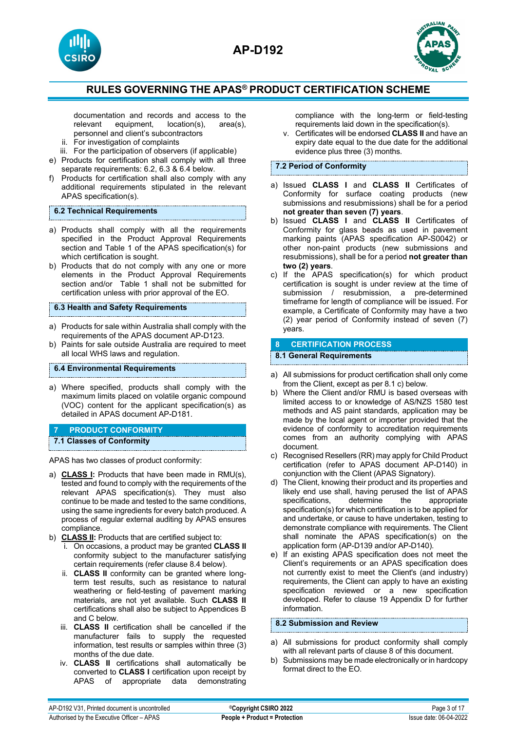documentation and records and access to the relevant equipment, location(s), area(s), personnel and client's subcontractors
   ii. For investigation of complaints
   iii. For the participation of observers (if applicable)

e) Products for certification shall comply with all three separate requirements: 6.2, 6.3 & 6.4 below.
f) Products for certification shall also comply with any additional requirements stipulated in the relevant APAS specification(s).

### 6.2 Technical Requirements

a) Products shall comply with all the requirements specified in the Product Approval Requirements section and Table 1 of the APAS specification(s) for which certification is sought.
b) Products that do not comply with any one or more elements in the Product Approval Requirements section and/or Table 1 shall not be submitted for certification unless with prior approval of the EO.

### 6.3 Health and Safety Requirements

a) Products for sale within Australia shall comply with the requirements of the APAS document AP-D123.
b) Paints for sale outside Australia are required to meet all local WHS laws and regulation.

### 6.4 Environmental Requirements

a) Where specified, products shall comply with the maximum limits placed on volatile organic compound (VOC) content for the applicant specification(s) as detailed in APAS document AP-D181.

## 7 PRODUCT CONFORMITY

### 7.1 Classes of Conformity

APAS has two classes of product conformity:

a) **CLASS I:** Products that have been made in RMU(s), tested and found to comply with the requirements of the relevant APAS specification(s). They must also continue to be made and tested to the same conditions, using the same ingredients for every batch produced. A process of regular external auditing by APAS ensures compliance.
b) **CLASS II:** Products that are certified subject to:
   i. On occasions, a product may be granted **CLASS II** conformity subject to the manufacturer satisfying certain requirements (refer clause 8.4 below).
   ii. **CLASS II** conformity can be granted where long-term test results, such as resistance to natural weathering or field-testing of pavement marking materials, are not yet available. Such **CLASS II** certifications shall also be subject to Appendices B and C below.
   iii. **CLASS II** certification shall be cancelled if the manufacturer fails to supply the requested information, test results or samples within three (3) months of the due date.
   iv. **CLASS II** certifications shall automatically be converted to **CLASS I** certification upon receipt by APAS of appropriate data demonstrating compliance with the long-term or field-testing requirements laid down in the specification(s).
   v. Certificates will be endorsed **CLASS II** and have an expiry date equal to the due date for the additional evidence plus three (3) months.

### 7.2 Period of Conformity

a) Issued **CLASS I** and **CLASS II** Certificates of Conformity for surface coating products (new submissions and resubmissions) shall be for a period **not greater than seven (7) years**.
b) Issued **CLASS I** and **CLASS II** Certificates of Conformity for glass beads as used in pavement marking paints (APAS specification AP-S0042) or other non-paint products (new submissions and resubmissions), shall be for a period **not greater than two (2) years**.
c) If the APAS specification(s) for which product certification is sought is under review at the time of submission / resubmission, a pre-determined timeframe for length of compliance will be issued. For example, a Certificate of Conformity may have a two (2) year period of Conformity instead of seven (7) years.

## 8 CERTIFICATION PROCESS

### 8.1 General Requirements

a) All submissions for product certification shall only come from the Client, except as per 8.1 c) below.
b) Where the Client and/or RMU is based overseas with limited access to or knowledge of AS/NZS 1580 test methods and AS paint standards, application may be made by the local agent or importer provided that the evidence of conformity to accreditation requirements comes from an authority complying with APAS document.
c) Recognised Resellers (RR) may apply for Child Product certification (refer to APAS document AP-D140) in conjunction with the Client (APAS Signatory).
d) The Client, knowing their product and its properties and likely end use shall, having perused the list of APAS specifications, determine the appropriate specification(s) for which certification is to be applied for and undertake, or cause to have undertaken, testing to demonstrate compliance with requirements. The Client shall nominate the APAS specification(s) on the application form (AP-D139 and/or AP-D140).
e) If an existing APAS specification does not meet the Client's requirements or an APAS specification does not currently exist to meet the Client's (and industry) requirements, the Client can apply to have an existing specification reviewed or a new specification developed. Refer to clause 19 Appendix D for further information.

### 8.2 Submission and Review

a) All submissions for product conformity shall comply with all relevant parts of clause 8 of this document.
b) Submissions may be made electronically or in hardcopy format direct to the EO.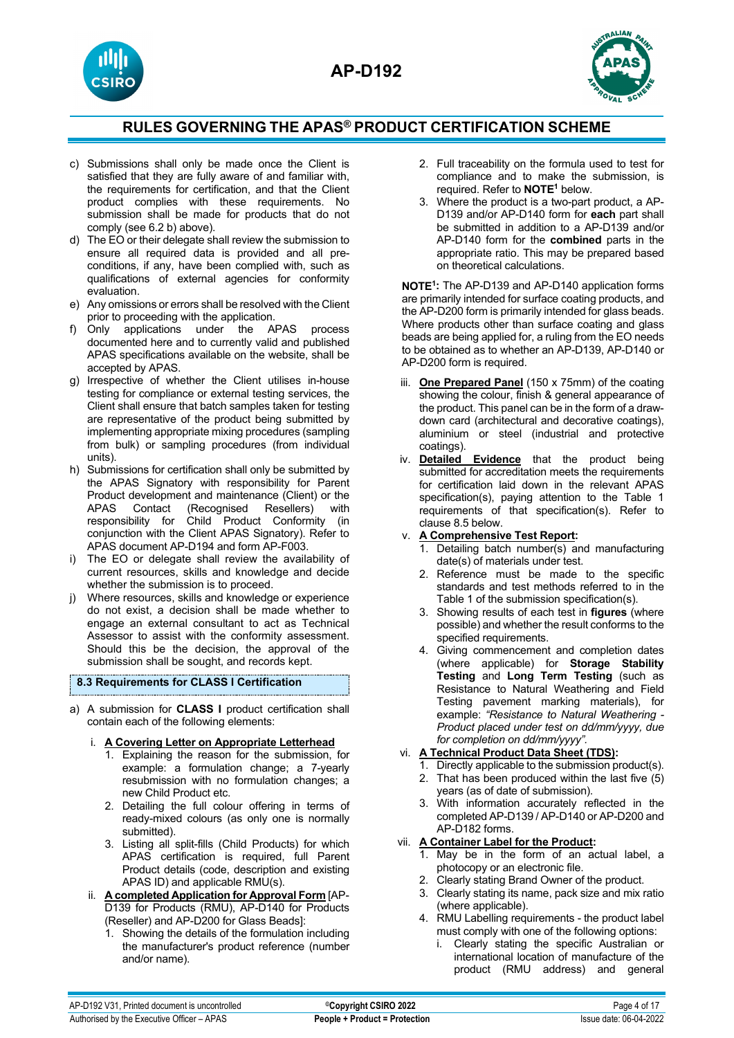c) Submissions shall only be made once the Client is satisfied that they are fully aware of and familiar with, the requirements for certification, and that the Client product complies with these requirements. No submission shall be made for products that do not comply (see 6.2 b) above).
d) The EO or their delegate shall review the submission to ensure all required data is provided and all pre-conditions, if any, have been complied with, such as qualifications of external agencies for conformity evaluation.
e) Any omissions or errors shall be resolved with the Client prior to proceeding with the application.
f) Only applications under the APAS process documented here and to currently valid and published APAS specifications available on the website, shall be accepted by APAS.
g) Irrespective of whether the Client utilises in-house testing for compliance or external testing services, the Client shall ensure that batch samples taken for testing are representative of the product being submitted by implementing appropriate mixing procedures (sampling from bulk) or sampling procedures (from individual units).
h) Submissions for certification shall only be submitted by the APAS Signatory with responsibility for Parent Product development and maintenance (Client) or the APAS Contact (Recognised Resellers) with responsibility for Child Product Conformity (in conjunction with the Client APAS Signatory). Refer to APAS document AP-D194 and form AP-F003.
i) The EO or delegate shall review the availability of current resources, skills and knowledge and decide whether the submission is to proceed.
j) Where resources, skills and knowledge or experience do not exist, a decision shall be made whether to engage an external consultant to act as Technical Assessor to assist with the conformity assessment. Should this be the decision, the approval of the submission shall be sought, and records kept.

### 8.3 Requirements for CLASS I Certification

a) A submission for **CLASS I** product certification shall contain each of the following elements:

   i. **A Covering Letter on Appropriate Letterhead**
      1. Explaining the reason for the submission, for example: a formulation change; a 7-yearly resubmission with no formulation changes; a new Child Product etc.
      2. Detailing the full colour offering in terms of ready-mixed colours (as only one is normally submitted).
      3. Listing all split-fills (Child Products) for which APAS certification is required, full Parent Product details (code, description and existing APAS ID) and applicable RMU(s).

   ii. **A completed Application for Approval Form** [AP-D139 for Products (RMU), AP-D140 for Products (Reseller) and AP-D200 for Glass Beads]:
      1. Showing the details of the formulation including the manufacturer's product reference (number and/or name).
      2. Full traceability on the formula used to test for compliance and to make the submission, is required. Refer to **NOTE[1]** below.
      3. Where the product is a two-part product, a AP-D139 and/or AP-D140 form for **each** part shall be submitted in addition to a AP-D139 and/or AP-D140 form for the **combined** parts in the appropriate ratio. This may be prepared based on theoretical calculations.

**NOTE[1]:** The AP-D139 and AP-D140 application forms are primarily intended for surface coating products, and the AP-D200 form is primarily intended for glass beads. Where products other than surface coating and glass beads are being applied for, a ruling from the EO needs to be obtained as to whether an AP-D139, AP-D140 or AP-D200 form is required.

   iii. **One Prepared Panel** (150 x 75mm) of the coating showing the colour, finish & general appearance of the product. This panel can be in the form of a draw-down card (architectural and decorative coatings), aluminium or steel (industrial and protective coatings).

   iv. **Detailed Evidence** that the product being submitted for accreditation meets the requirements for certification laid down in the relevant APAS specification(s), paying attention to the Table 1 requirements of that specification(s). Refer to clause 8.5 below.

   v. **A Comprehensive Test Report:**
      1. Detailing batch number(s) and manufacturing date(s) of materials under test.
      2. Reference must be made to the specific standards and test methods referred to in the Table 1 of the submission specification(s).
      3. Showing results of each test in **figures** (where possible) and whether the result conforms to the specified requirements.
      4. Giving commencement and completion dates (where applicable) for **Storage Stability Testing** and **Long Term Testing** (such as Resistance to Natural Weathering and Field Testing pavement marking materials), for example: *"Resistance to Natural Weathering - Product placed under test on dd/mm/yyyy, due for completion on dd/mm/yyyy".*

   vi. **A Technical Product Data Sheet (TDS):**
      1. Directly applicable to the submission product(s).
      2. That has been produced within the last five (5) years (as of date of submission).
      3. With information accurately reflected in the completed AP-D139 / AP-D140 or AP-D200 and AP-D182 forms.

   vii. **A Container Label for the Product:**
      1. May be in the form of an actual label, a photocopy or an electronic file.
      2. Clearly stating Brand Owner of the product.
      3. Clearly stating its name, pack size and mix ratio (where applicable).
      4. RMU Labelling requirements - the product label must comply with one of the following options:
         i. Clearly stating the specific Australian or international location of manufacture of the product (RMU address) and general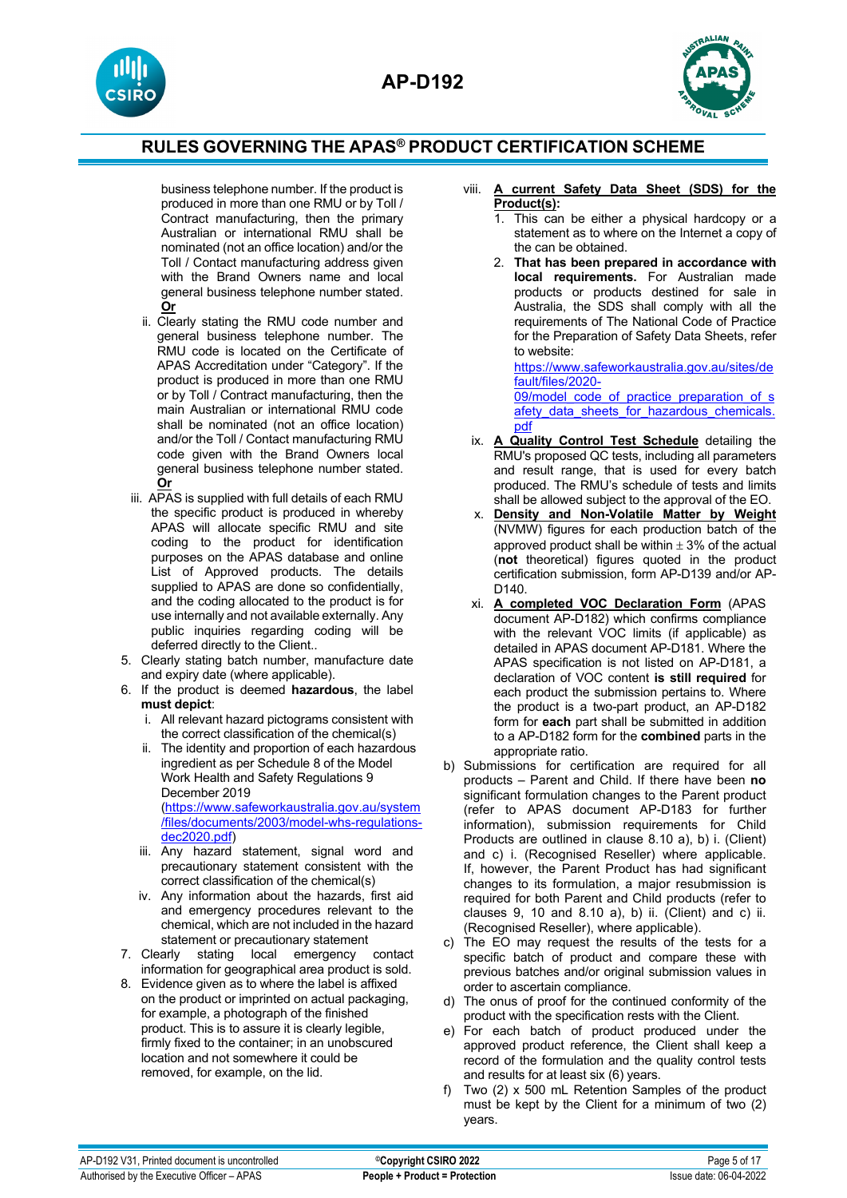business telephone number. If the product is produced in more than one RMU or by Toll / Contract manufacturing, then the primary Australian or international RMU shall be nominated (not an office location) and/or the Toll / Contact manufacturing address given with the Brand Owners name and local general business telephone number stated. **Or**

   ii. Clearly stating the RMU code number and general business telephone number. The RMU code is located on the Certificate of APAS Accreditation under "Category". If the product is produced in more than one RMU or by Toll / Contract manufacturing, then the main Australian or international RMU code shall be nominated (not an office location) and/or the Toll / Contact manufacturing RMU code given with the Brand Owners local general business telephone number stated. **Or**

   iii. APAS is supplied with full details of each RMU the specific product is produced in whereby APAS will allocate specific RMU and site coding to the product for identification purposes on the APAS database and online List of Approved products. The details supplied to APAS are done so confidentially, and the coding allocated to the product is for use internally and not available externally. Any public inquiries regarding coding will be deferred directly to the Client..

5. Clearly stating batch number, manufacture date and expiry date (where applicable).
6. If the product is deemed **hazardous**, the label **must depict**:
   i. All relevant hazard pictograms consistent with the correct classification of the chemical(s)
   ii. The identity and proportion of each hazardous ingredient as per Schedule 8 of the Model Work Health and Safety Regulations 9 December 2019 (https://www.safeworkaustralia.gov.au/system/files/documents/2003/model-whs-regulations-dec2020.pdf)
   iii. Any hazard statement, signal word and precautionary statement consistent with the correct classification of the chemical(s)
   iv. Any information about the hazards, first aid and emergency procedures relevant to the chemical, which are not included in the hazard statement or precautionary statement
7. Clearly stating local emergency contact information for geographical area product is sold.
8. Evidence given as to where the label is affixed on the product or imprinted on actual packaging, for example, a photograph of the finished product. This is to assure it is clearly legible, firmly fixed to the container; in an unobscured location and not somewhere it could be removed, for example, on the lid.

viii. **A current Safety Data Sheet (SDS) for the Product(s):**
   1. This can be either a physical hardcopy or a statement as to where on the Internet a copy of the can be obtained.
   2. **That has been prepared in accordance with local requirements.** For Australian made products or products destined for sale in Australia, the SDS shall comply with all the requirements of The National Code of Practice for the Preparation of Safety Data Sheets, refer to website: https://www.safeworkaustralia.gov.au/sites/default/files/2020-09/model_code_of_practice_preparation_of_safety_data_sheets_for_hazardous_chemicals.pdf

ix. **A Quality Control Test Schedule** detailing the RMU's proposed QC tests, including all parameters and result range, that is used for every batch produced. The RMU's schedule of tests and limits shall be allowed subject to the approval of the EO.

x. **Density and Non-Volatile Matter by Weight** (NVMW) figures for each production batch of the approved product shall be within ± 3% of the actual (**not** theoretical) figures quoted in the product certification submission, form AP-D139 and/or AP-D140.

xi. **A completed VOC Declaration Form** (APAS document AP-D182) which confirms compliance with the relevant VOC limits (if applicable) as detailed in APAS document AP-D181. Where the APAS specification is not listed on AP-D181, a declaration of VOC content **is still required** for each product the submission pertains to. Where the product is a two-part product, an AP-D182 form for **each** part shall be submitted in addition to a AP-D182 form for the **combined** parts in the appropriate ratio.

b) Submissions for certification are required for all products – Parent and Child. If there have been **no** significant formulation changes to the Parent product (refer to APAS document AP-D183 for further information), submission requirements for Child Products are outlined in clause 8.10 a), b) i. (Client) and c) i. (Recognised Reseller) where applicable. If, however, the Parent Product has had significant changes to its formulation, a major resubmission is required for both Parent and Child products (refer to clauses 9, 10 and 8.10 a), b) ii. (Client) and c) ii. (Recognised Reseller), where applicable).

c) The EO may request the results of the tests for a specific batch of product and compare these with previous batches and/or original submission values in order to ascertain compliance.

d) The onus of proof for the continued conformity of the product with the specification rests with the Client.

e) For each batch of product produced under the approved product reference, the Client shall keep a record of the formulation and the quality control tests and results for at least six (6) years.

f) Two (2) x 500 mL Retention Samples of the product must be kept by the Client for a minimum of two (2) years.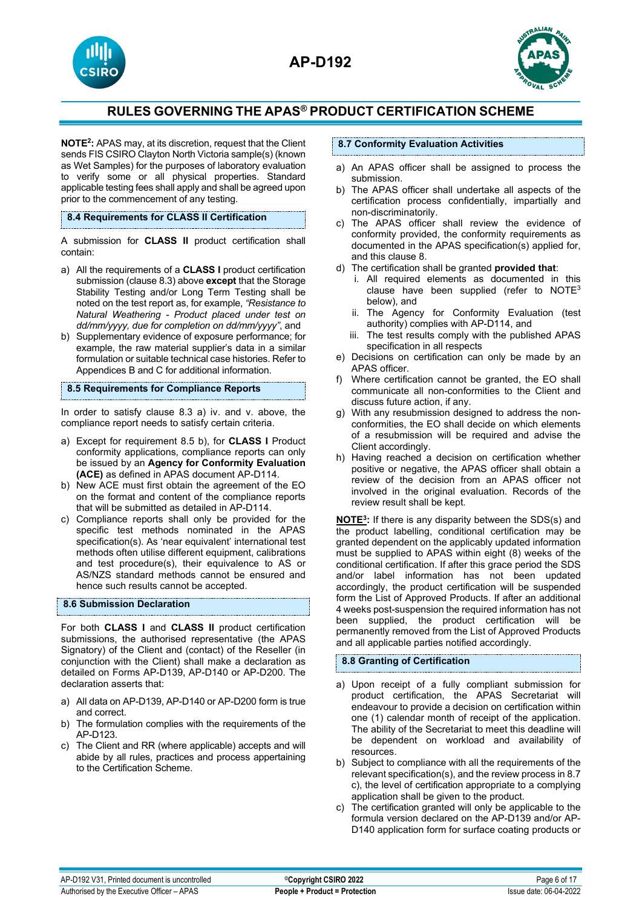**NOTE[2]:** APAS may, at its discretion, request that the Client sends FIS CSIRO Clayton North Victoria sample(s) (known as Wet Samples) for the purposes of laboratory evaluation to verify some or all physical properties. Standard applicable testing fees shall apply and shall be agreed upon prior to the commencement of any testing.

### 8.4 Requirements for CLASS II Certification

A submission for **CLASS II** product certification shall contain:

a) All the requirements of a **CLASS I** product certification submission (clause 8.3) above **except** that the Storage Stability Testing and/or Long Term Testing shall be noted on the test report as, for example, *"Resistance to Natural Weathering - Product placed under test on dd/mm/yyyy, due for completion on dd/mm/yyyy"*, and
b) Supplementary evidence of exposure performance; for example, the raw material supplier's data in a similar formulation or suitable technical case histories. Refer to Appendices B and C for additional information.

### 8.5 Requirements for Compliance Reports

In order to satisfy clause 8.3 a) iv. and v. above, the compliance report needs to satisfy certain criteria.

a) Except for requirement 8.5 b), for **CLASS I** Product conformity applications, compliance reports can only be issued by an **Agency for Conformity Evaluation (ACE)** as defined in APAS document AP-D114.
b) New ACE must first obtain the agreement of the EO on the format and content of the compliance reports that will be submitted as detailed in AP-D114.
c) Compliance reports shall only be provided for the specific test methods nominated in the APAS specification(s). As 'near equivalent' international test methods often utilise different equipment, calibrations and test procedure(s), their equivalence to AS or AS/NZS standard methods cannot be ensured and hence such results cannot be accepted.

### 8.6 Submission Declaration

For both **CLASS I** and **CLASS II** product certification submissions, the authorised representative (the APAS Signatory) of the Client and (contact) of the Reseller (in conjunction with the Client) shall make a declaration as detailed on Forms AP-D139, AP-D140 or AP-D200. The declaration asserts that:

a) All data on AP-D139, AP-D140 or AP-D200 form is true and correct.
b) The formulation complies with the requirements of the AP-D123.
c) The Client and RR (where applicable) accepts and will abide by all rules, practices and process appertaining to the Certification Scheme.

### 8.7 Conformity Evaluation Activities

a) An APAS officer shall be assigned to process the submission.
b) The APAS officer shall undertake all aspects of the certification process confidentially, impartially and non-discriminatorily.
c) The APAS officer shall review the evidence of conformity provided, the conformity requirements as documented in the APAS specification(s) applied for, and this clause 8.
d) The certification shall be granted **provided that**:
   i. All required elements as documented in this clause have been supplied (refer to NOTE[3] below), and
   ii. The Agency for Conformity Evaluation (test authority) complies with AP-D114, and
   iii. The test results comply with the published APAS specification in all respects
e) Decisions on certification can only be made by an APAS officer.
f) Where certification cannot be granted, the EO shall communicate all non-conformities to the Client and discuss future action, if any.
g) With any resubmission designed to address the non-conformities, the EO shall decide on which elements of a resubmission will be required and advise the Client accordingly.
h) Having reached a decision on certification whether positive or negative, the APAS officer shall obtain a review of the decision from an APAS officer not involved in the original evaluation. Records of the review result shall be kept.

**NOTE[3]:** If there is any disparity between the SDS(s) and the product labelling, conditional certification may be granted dependent on the applicably updated information must be supplied to APAS within eight (8) weeks of the conditional certification. If after this grace period the SDS and/or label information has not been updated accordingly, the product certification will be suspended form the List of Approved Products. If after an additional 4 weeks post-suspension the required information has not been supplied, the product certification will be permanently removed from the List of Approved Products and all applicable parties notified accordingly.

### 8.8 Granting of Certification

a) Upon receipt of a fully compliant submission for product certification, the APAS Secretariat will endeavour to provide a decision on certification within one (1) calendar month of receipt of the application. The ability of the Secretariat to meet this deadline will be dependent on workload and availability of resources.
b) Subject to compliance with all the requirements of the relevant specification(s), and the review process in 8.7 c), the level of certification appropriate to a complying application shall be given to the product.
c) The certification granted will only be applicable to the formula version declared on the AP-D139 and/or AP-D140 application form for surface coating products or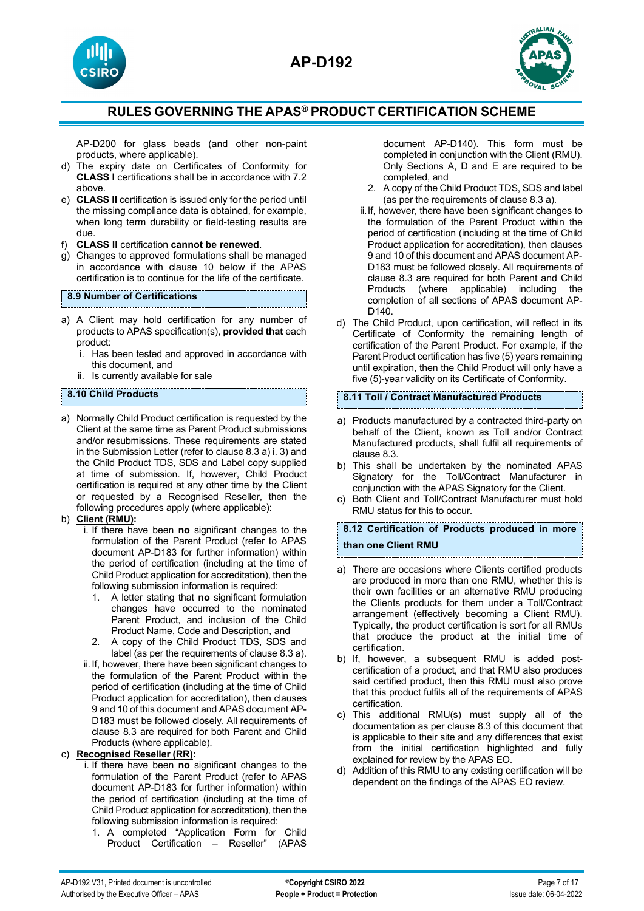AP-D200 for glass beads (and other non-paint products, where applicable).

d) The expiry date on Certificates of Conformity for **CLASS I** certifications shall be in accordance with 7.2 above.
e) **CLASS II** certification is issued only for the period until the missing compliance data is obtained, for example, when long term durability or field-testing results are due.
f) **CLASS II** certification **cannot be renewed**.
g) Changes to approved formulations shall be managed in accordance with clause 10 below if the APAS certification is to continue for the life of the certificate.

### 8.9 Number of Certifications

a) A Client may hold certification for any number of products to APAS specification(s), **provided that** each product:
   i. Has been tested and approved in accordance with this document, and
   ii. Is currently available for sale

### 8.10 Child Products

a) Normally Child Product certification is requested by the Client at the same time as Parent Product submissions and/or resubmissions. These requirements are stated in the Submission Letter (refer to clause 8.3 a) i. 3) and the Child Product TDS, SDS and Label copy supplied at time of submission. If, however, Child Product certification is required at any other time by the Client or requested by a Recognised Reseller, then the following procedures apply (where applicable):
b) **Client (RMU):**
   i. If there have been **no** significant changes to the formulation of the Parent Product (refer to APAS document AP-D183 for further information) within the period of certification (including at the time of Child Product application for accreditation), then the following submission information is required:
      1. A letter stating that **no** significant formulation changes have occurred to the nominated Parent Product, and inclusion of the Child Product Name, Code and Description, and
      2. A copy of the Child Product TDS, SDS and label (as per the requirements of clause 8.3 a).
   ii. If, however, there have been significant changes to the formulation of the Parent Product within the period of certification (including at the time of Child Product application for accreditation), then clauses 9 and 10 of this document and APAS document AP-D183 must be followed closely. All requirements of clause 8.3 are required for both Parent and Child Products (where applicable).
c) **Recognised Reseller (RR):**
   i. If there have been **no** significant changes to the formulation of the Parent Product (refer to APAS document AP-D183 for further information) within the period of certification (including at the time of Child Product application for accreditation), then the following submission information is required:
      1. A completed "Application Form for Child Product Certification – Reseller" (APAS document AP-D140). This form must be completed in conjunction with the Client (RMU). Only Sections A, D and E are required to be completed, and
      2. A copy of the Child Product TDS, SDS and label (as per the requirements of clause 8.3 a).
   ii. If, however, there have been significant changes to the formulation of the Parent Product within the period of certification (including at the time of Child Product application for accreditation), then clauses 9 and 10 of this document and APAS document AP-D183 must be followed closely. All requirements of clause 8.3 are required for both Parent and Child Products (where applicable) including the completion of all sections of APAS document AP-D140.
d) The Child Product, upon certification, will reflect in its Certificate of Conformity the remaining length of certification of the Parent Product. For example, if the Parent Product certification has five (5) years remaining until expiration, then the Child Product will only have a five (5)-year validity on its Certificate of Conformity.

### 8.11 Toll / Contract Manufactured Products

a) Products manufactured by a contracted third-party on behalf of the Client, known as Toll and/or Contract Manufactured products, shall fulfil all requirements of clause 8.3.
b) This shall be undertaken by the nominated APAS Signatory for the Toll/Contract Manufacturer in conjunction with the APAS Signatory for the Client.
c) Both Client and Toll/Contract Manufacturer must hold RMU status for this to occur.

### 8.12 Certification of Products produced in more than one Client RMU

a) There are occasions where Clients certified products are produced in more than one RMU, whether this is their own facilities or an alternative RMU producing the Clients products for them under a Toll/Contract arrangement (effectively becoming a Client RMU). Typically, the product certification is sort for all RMUs that produce the product at the initial time of certification.
b) If, however, a subsequent RMU is added post-certification of a product, and that RMU also produces said certified product, then this RMU must also prove that this product fulfils all of the requirements of APAS certification.
c) This additional RMU(s) must supply all of the documentation as per clause 8.3 of this document that is applicable to their site and any differences that exist from the initial certification highlighted and fully explained for review by the APAS EO.
d) Addition of this RMU to any existing certification will be dependent on the findings of the APAS EO review.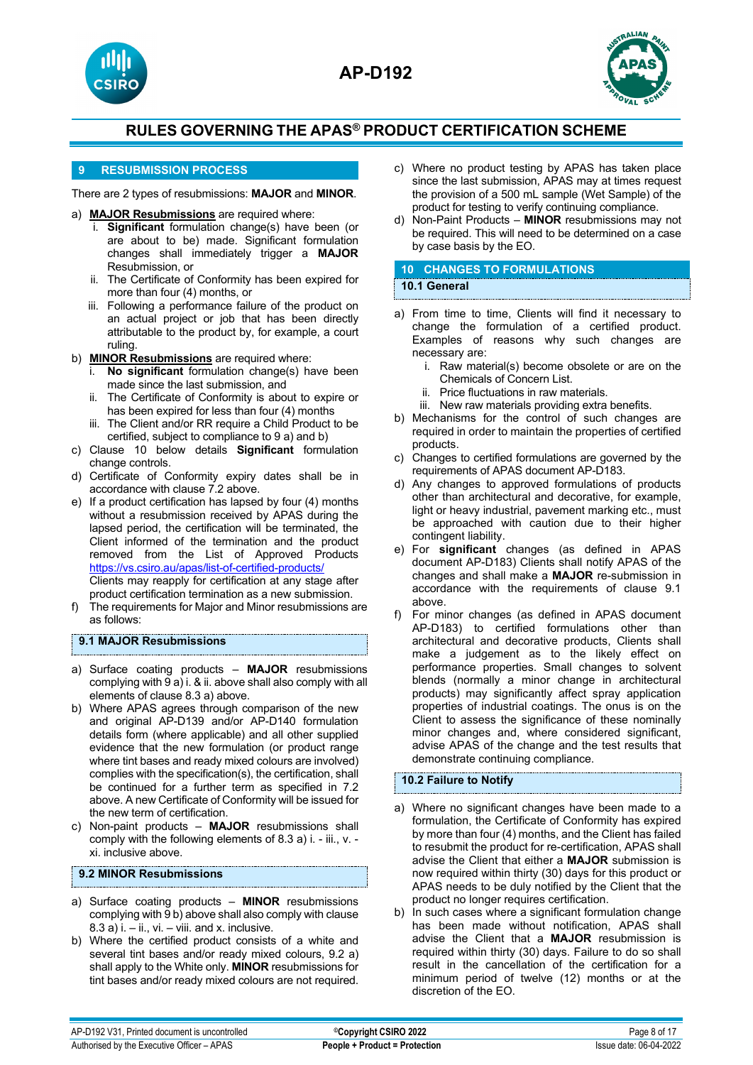## 9 RESUBMISSION PROCESS

There are 2 types of resubmissions: **MAJOR** and **MINOR**.

a) **MAJOR Resubmissions** are required where:
   i. **Significant** formulation change(s) have been (or are about to be) made. Significant formulation changes shall immediately trigger a **MAJOR** Resubmission, or
   ii. The Certificate of Conformity has been expired for more than four (4) months, or
   iii. Following a performance failure of the product on an actual project or job that has been directly attributable to the product by, for example, a court ruling.

b) **MINOR Resubmissions** are required where:
   i. **No significant** formulation change(s) have been made since the last submission, and
   ii. The Certificate of Conformity is about to expire or has been expired for less than four (4) months
   iii. The Client and/or RR require a Child Product to be certified, subject to compliance to 9 a) and b)

c) Clause 10 below details **Significant** formulation change controls.

d) Certificate of Conformity expiry dates shall be in accordance with clause 7.2 above.

e) If a product certification has lapsed by four (4) months without a resubmission received by APAS during the lapsed period, the certification will be terminated, the Client informed of the termination and the product removed from the List of Approved Products https://vs.csiro.au/apas/list-of-certified-products/
   Clients may reapply for certification at any stage after product certification termination as a new submission.

f) The requirements for Major and Minor resubmissions are as follows:

### 9.1 MAJOR Resubmissions

a) Surface coating products – **MAJOR** resubmissions complying with 9 a) i. & ii. above shall also comply with all elements of clause 8.3 a) above.

b) Where APAS agrees through comparison of the new and original AP-D139 and/or AP-D140 formulation details form (where applicable) and all other supplied evidence that the new formulation (or product range where tint bases and ready mixed colours are involved) complies with the specification(s), the certification, shall be continued for a further term as specified in 7.2 above. A new Certificate of Conformity will be issued for the new term of certification.

c) Non-paint products – **MAJOR** resubmissions shall comply with the following elements of 8.3 a) i. - iii., v. - xi. inclusive above.

### 9.2 MINOR Resubmissions

a) Surface coating products – **MINOR** resubmissions complying with 9 b) above shall also comply with clause 8.3 a) i. – ii., vi. – viii. and x. inclusive.

b) Where the certified product consists of a white and several tint bases and/or ready mixed colours, 9.2 a) shall apply to the White only. **MINOR** resubmissions for tint bases and/or ready mixed colours are not required.

c) Where no product testing by APAS has taken place since the last submission, APAS may at times request the provision of a 500 mL sample (Wet Sample) of the product for testing to verify continuing compliance.

d) Non-Paint Products – **MINOR** resubmissions may not be required. This will need to be determined on a case by case basis by the EO.

## 10 CHANGES TO FORMULATIONS

### 10.1 General

a) From time to time, Clients will find it necessary to change the formulation of a certified product. Examples of reasons why such changes are necessary are:
   i. Raw material(s) become obsolete or are on the Chemicals of Concern List.
   ii. Price fluctuations in raw materials.
   iii. New raw materials providing extra benefits.

b) Mechanisms for the control of such changes are required in order to maintain the properties of certified products.

c) Changes to certified formulations are governed by the requirements of APAS document AP-D183.

d) Any changes to approved formulations of products other than architectural and decorative, for example, light or heavy industrial, pavement marking etc., must be approached with caution due to their higher contingent liability.

e) For **significant** changes (as defined in APAS document AP-D183) Clients shall notify APAS of the changes and shall make a **MAJOR** re-submission in accordance with the requirements of clause 9.1 above.

f) For minor changes (as defined in APAS document AP-D183) to certified formulations other than architectural and decorative, Clients shall make a judgement as to the likely effect on performance properties. Small changes to solvent blends (normally a minor change in architectural products) may significantly affect spray application properties of industrial coatings. The onus is on the Client to assess the significance of these nominally minor changes and, where considered significant, advise APAS of the change and the test results that demonstrate continuing compliance.

### 10.2 Failure to Notify

a) Where no significant changes have been made to a formulation, the Certificate of Conformity has expired by more than four (4) months, and the Client has failed to resubmit the product for re-certification, APAS shall advise the Client that either a **MAJOR** submission is now required within thirty (30) days for this product or APAS needs to be duly notified by the Client that the product no longer requires certification.

b) In such cases where a significant formulation change has been made without notification, APAS shall advise the Client that a **MAJOR** resubmission is required within thirty (30) days. Failure to do so shall result in the cancellation of the certification for a minimum period of twelve (12) months or at the discretion of the EO.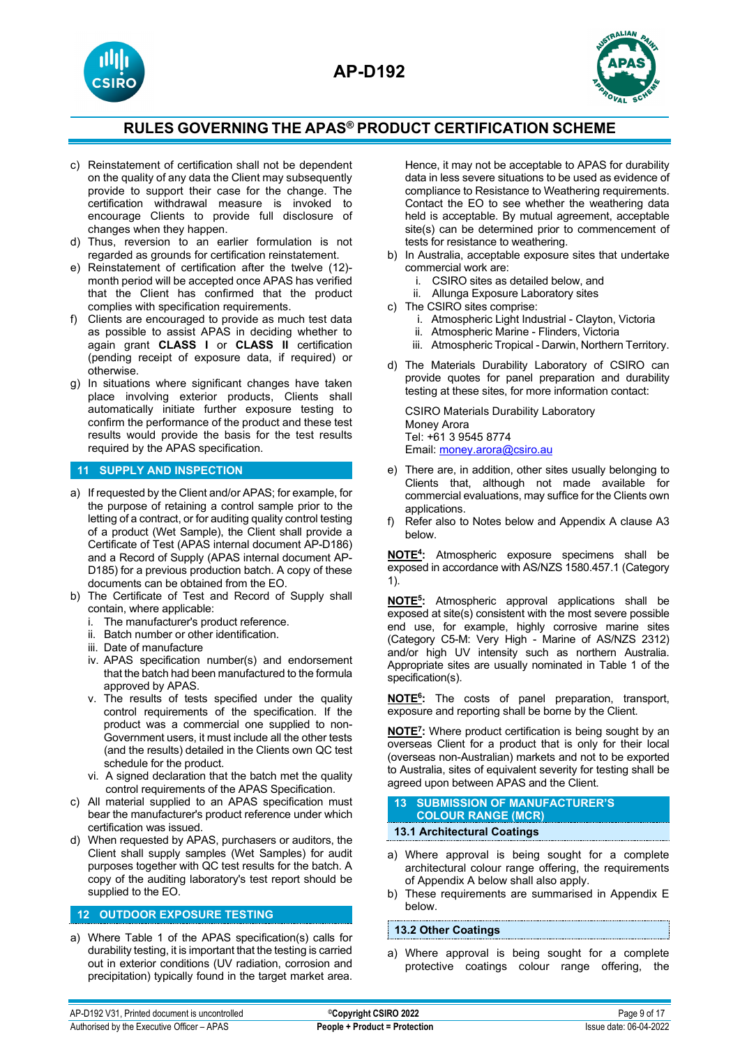c) Reinstatement of certification shall not be dependent on the quality of any data the Client may subsequently provide to support their case for the change. The certification withdrawal measure is invoked to encourage Clients to provide full disclosure of changes when they happen.
d) Thus, reversion to an earlier formulation is not regarded as grounds for certification reinstatement.
e) Reinstatement of certification after the twelve (12)-month period will be accepted once APAS has verified that the Client has confirmed that the product complies with specification requirements.
f) Clients are encouraged to provide as much test data as possible to assist APAS in deciding whether to again grant **CLASS I** or **CLASS II** certification (pending receipt of exposure data, if required) or otherwise.
g) In situations where significant changes have taken place involving exterior products, Clients shall automatically initiate further exposure testing to confirm the performance of the product and these test results would provide the basis for the test results required by the APAS specification.

## 11 SUPPLY AND INSPECTION

a) If requested by the Client and/or APAS; for example, for the purpose of retaining a control sample prior to the letting of a contract, or for auditing quality control testing of a product (Wet Sample), the Client shall provide a Certificate of Test (APAS internal document AP-D186) and a Record of Supply (APAS internal document AP-D185) for a previous production batch. A copy of these documents can be obtained from the EO.
b) The Certificate of Test and Record of Supply shall contain, where applicable:
   i. The manufacturer's product reference.
   ii. Batch number or other identification.
   iii. Date of manufacture
   iv. APAS specification number(s) and endorsement that the batch had been manufactured to the formula approved by APAS.
   v. The results of tests specified under the quality control requirements of the specification. If the product was a commercial one supplied to non-Government users, it must include all the other tests (and the results) detailed in the Clients own QC test schedule for the product.
   vi. A signed declaration that the batch met the quality control requirements of the APAS Specification.
c) All material supplied to an APAS specification must bear the manufacturer's product reference under which certification was issued.
d) When requested by APAS, purchasers or auditors, the Client shall supply samples (Wet Samples) for audit purposes together with QC test results for the batch. A copy of the auditing laboratory's test report should be supplied to the EO.

## 12 OUTDOOR EXPOSURE TESTING

a) Where Table 1 of the APAS specification(s) calls for durability testing, it is important that the testing is carried out in exterior conditions (UV radiation, corrosion and precipitation) typically found in the target market area. Hence, it may not be acceptable to APAS for durability data in less severe situations to be used as evidence of compliance to Resistance to Weathering requirements. Contact the EO to see whether the weathering data held is acceptable. By mutual agreement, acceptable site(s) can be determined prior to commencement of tests for resistance to weathering.
b) In Australia, acceptable exposure sites that undertake commercial work are:
   i. CSIRO sites as detailed below, and
   ii. Allunga Exposure Laboratory sites
c) The CSIRO sites comprise:
   i. Atmospheric Light Industrial - Clayton, Victoria
   ii. Atmospheric Marine - Flinders, Victoria
   iii. Atmospheric Tropical - Darwin, Northern Territory.
d) The Materials Durability Laboratory of CSIRO can provide quotes for panel preparation and durability testing at these sites, for more information contact:

   CSIRO Materials Durability Laboratory
   Money Arora
   Tel: +61 3 9545 8774
   Email: money.arora@csiro.au
e) There are, in addition, other sites usually belonging to Clients that, although not made available for commercial evaluations, may suffice for the Clients own applications.
f) Refer also to Notes below and Appendix A clause A3 below.

**NOTE[4]:** Atmospheric exposure specimens shall be exposed in accordance with AS/NZS 1580.457.1 (Category 1).

**NOTE[5]:** Atmospheric approval applications shall be exposed at site(s) consistent with the most severe possible end use, for example, highly corrosive marine sites (Category C5-M: Very High - Marine of AS/NZS 2312) and/or high UV intensity such as northern Australia. Appropriate sites are usually nominated in Table 1 of the specification(s).

**NOTE[6]:** The costs of panel preparation, transport, exposure and reporting shall be borne by the Client.

**NOTE[7]:** Where product certification is being sought by an overseas Client for a product that is only for their local (overseas non-Australian) markets and not to be exported to Australia, sites of equivalent severity for testing shall be agreed upon between APAS and the Client.

## 13 SUBMISSION OF MANUFACTURER'S COLOUR RANGE (MCR)

### 13.1 Architectural Coatings

a) Where approval is being sought for a complete architectural colour range offering, the requirements of Appendix A below shall also apply.
b) These requirements are summarised in Appendix E below.

### 13.2 Other Coatings

a) Where approval is being sought for a complete protective coatings colour range offering, the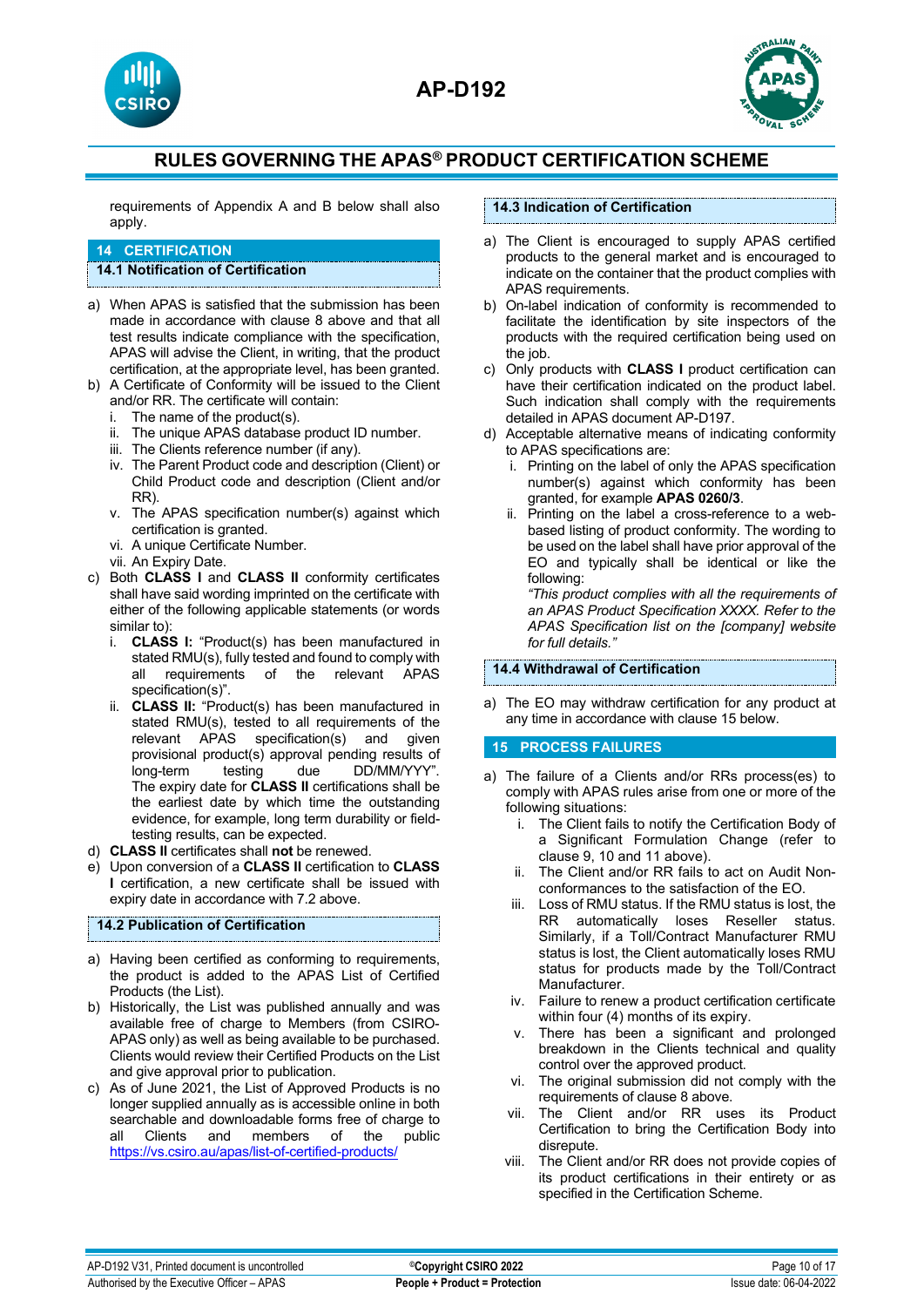requirements of Appendix A and B below shall also apply.

## 14 CERTIFICATION

### 14.1 Notification of Certification

a) When APAS is satisfied that the submission has been made in accordance with clause 8 above and that all test results indicate compliance with the specification, APAS will advise the Client, in writing, that the product certification, at the appropriate level, has been granted.

b) A Certificate of Conformity will be issued to the Client and/or RR. The certificate will contain:
   i. The name of the product(s).
   ii. The unique APAS database product ID number.
   iii. The Clients reference number (if any).
   iv. The Parent Product code and description (Client) or Child Product code and description (Client and/or RR).
   v. The APAS specification number(s) against which certification is granted.
   vi. A unique Certificate Number.
   vii. An Expiry Date.

c) Both **CLASS I** and **CLASS II** conformity certificates shall have said wording imprinted on the certificate with either of the following applicable statements (or words similar to):
   i. **CLASS I:** "Product(s) has been manufactured in stated RMU(s), fully tested and found to comply with all requirements of the relevant APAS specification(s)".
   ii. **CLASS II:** "Product(s) has been manufactured in stated RMU(s), tested to all requirements of the relevant APAS specification(s) and given provisional product(s) approval pending results of long-term testing due DD/MM/YYY". The expiry date for **CLASS II** certifications shall be the earliest date by which time the outstanding evidence, for example, long term durability or field-testing results, can be expected.

d) **CLASS II** certificates shall **not** be renewed.

e) Upon conversion of a **CLASS II** certification to **CLASS I** certification, a new certificate shall be issued with expiry date in accordance with 7.2 above.

### 14.2 Publication of Certification

a) Having been certified as conforming to requirements, the product is added to the APAS List of Certified Products (the List).

b) Historically, the List was published annually and was available free of charge to Members (from CSIRO-APAS only) as well as being available to be purchased. Clients would review their Certified Products on the List and give approval prior to publication.

c) As of June 2021, the List of Approved Products is no longer supplied annually as is accessible online in both searchable and downloadable forms free of charge to all Clients and members of the public https://vs.csiro.au/apas/list-of-certified-products/

### 14.3 Indication of Certification

a) The Client is encouraged to supply APAS certified products to the general market and is encouraged to indicate on the container that the product complies with APAS requirements.

b) On-label indication of conformity is recommended to facilitate the identification by site inspectors of the products with the required certification being used on the job.

c) Only products with **CLASS I** product certification can have their certification indicated on the product label. Such indication shall comply with the requirements detailed in APAS document AP-D197.

d) Acceptable alternative means of indicating conformity to APAS specifications are:
   i. Printing on the label of only the APAS specification number(s) against which conformity has been granted, for example **APAS 0260/3**.
   ii. Printing on the label a cross-reference to a web-based listing of product conformity. The wording to be used on the label shall have prior approval of the EO and typically shall be identical or like the following:
   *"This product complies with all the requirements of an APAS Product Specification XXXX. Refer to the APAS Specification list on the [company] website for full details."*

### 14.4 Withdrawal of Certification

a) The EO may withdraw certification for any product at any time in accordance with clause 15 below.

## 15 PROCESS FAILURES

a) The failure of a Clients and/or RRs process(es) to comply with APAS rules arise from one or more of the following situations:
   i. The Client fails to notify the Certification Body of a Significant Formulation Change (refer to clause 9, 10 and 11 above).
   ii. The Client and/or RR fails to act on Audit Non-conformances to the satisfaction of the EO.
   iii. Loss of RMU status. If the RMU status is lost, the RR automatically loses Reseller status. Similarly, if a Toll/Contract Manufacturer RMU status is lost, the Client automatically loses RMU status for products made by the Toll/Contract Manufacturer.
   iv. Failure to renew a product certification certificate within four (4) months of its expiry.
   v. There has been a significant and prolonged breakdown in the Clients technical and quality control over the approved product.
   vi. The original submission did not comply with the requirements of clause 8 above.
   vii. The Client and/or RR uses its Product Certification to bring the Certification Body into disrepute.
   viii. The Client and/or RR does not provide copies of its product certifications in their entirety or as specified in the Certification Scheme.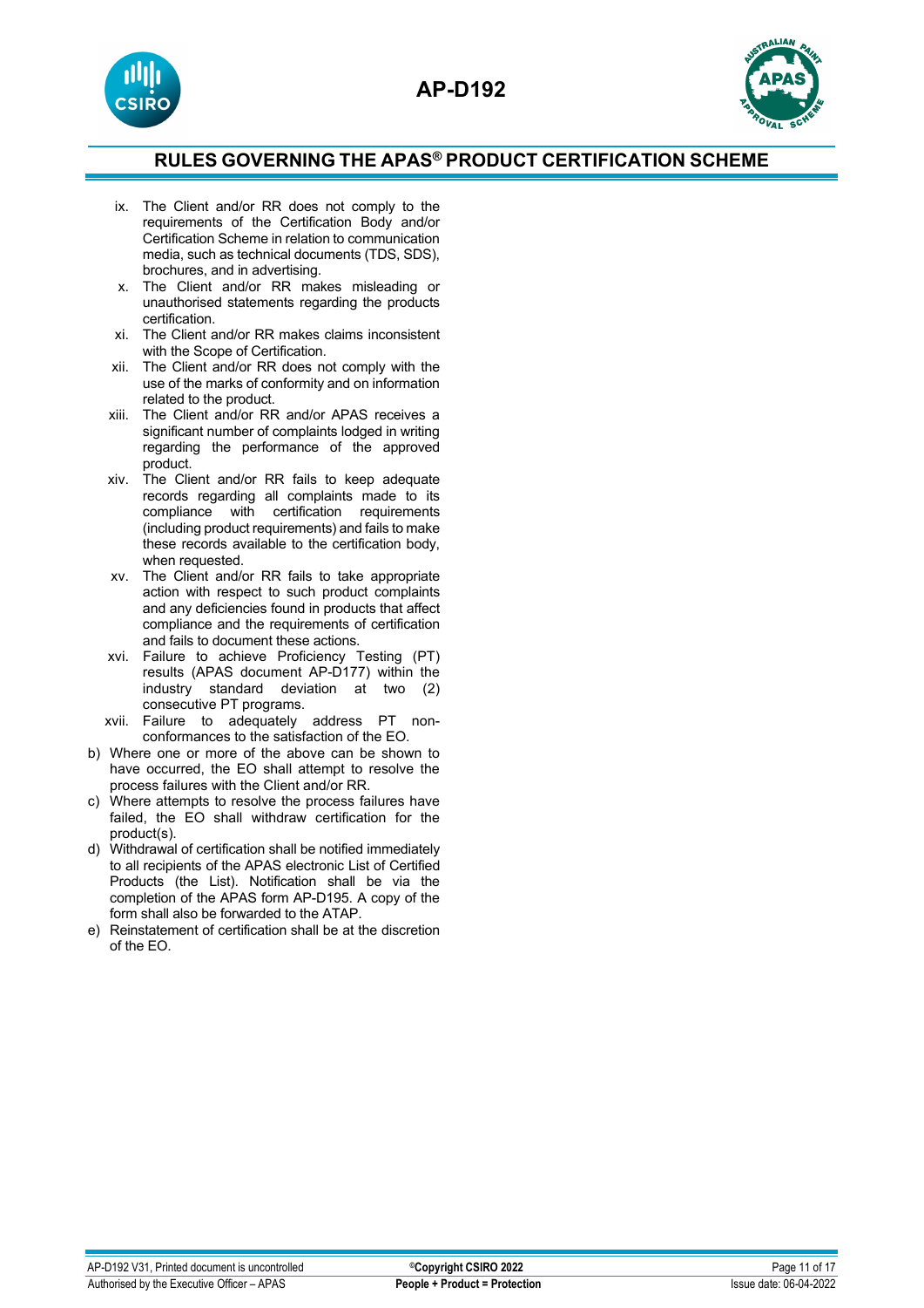ix. The Client and/or RR does not comply to the requirements of the Certification Body and/or Certification Scheme in relation to communication media, such as technical documents (TDS, SDS), brochures, and in advertising.
x. The Client and/or RR makes misleading or unauthorised statements regarding the products certification.
xi. The Client and/or RR makes claims inconsistent with the Scope of Certification.
xii. The Client and/or RR does not comply with the use of the marks of conformity and on information related to the product.
xiii. The Client and/or RR and/or APAS receives a significant number of complaints lodged in writing regarding the performance of the approved product.
xiv. The Client and/or RR fails to keep adequate records regarding all complaints made to its compliance with certification requirements (including product requirements) and fails to make these records available to the certification body, when requested.
xv. The Client and/or RR fails to take appropriate action with respect to such product complaints and any deficiencies found in products that affect compliance and the requirements of certification and fails to document these actions.
xvi. Failure to achieve Proficiency Testing (PT) results (APAS document AP-D177) within the industry standard deviation at two (2) consecutive PT programs.
xvii. Failure to adequately address PT non-conformances to the satisfaction of the EO.

b) Where one or more of the above can be shown to have occurred, the EO shall attempt to resolve the process failures with the Client and/or RR.
c) Where attempts to resolve the process failures have failed, the EO shall withdraw certification for the product(s).
d) Withdrawal of certification shall be notified immediately to all recipients of the APAS electronic List of Certified Products (the List). Notification shall be via the completion of the APAS form AP-D195. A copy of the form shall also be forwarded to the ATAP.
e) Reinstatement of certification shall be at the discretion of the EO.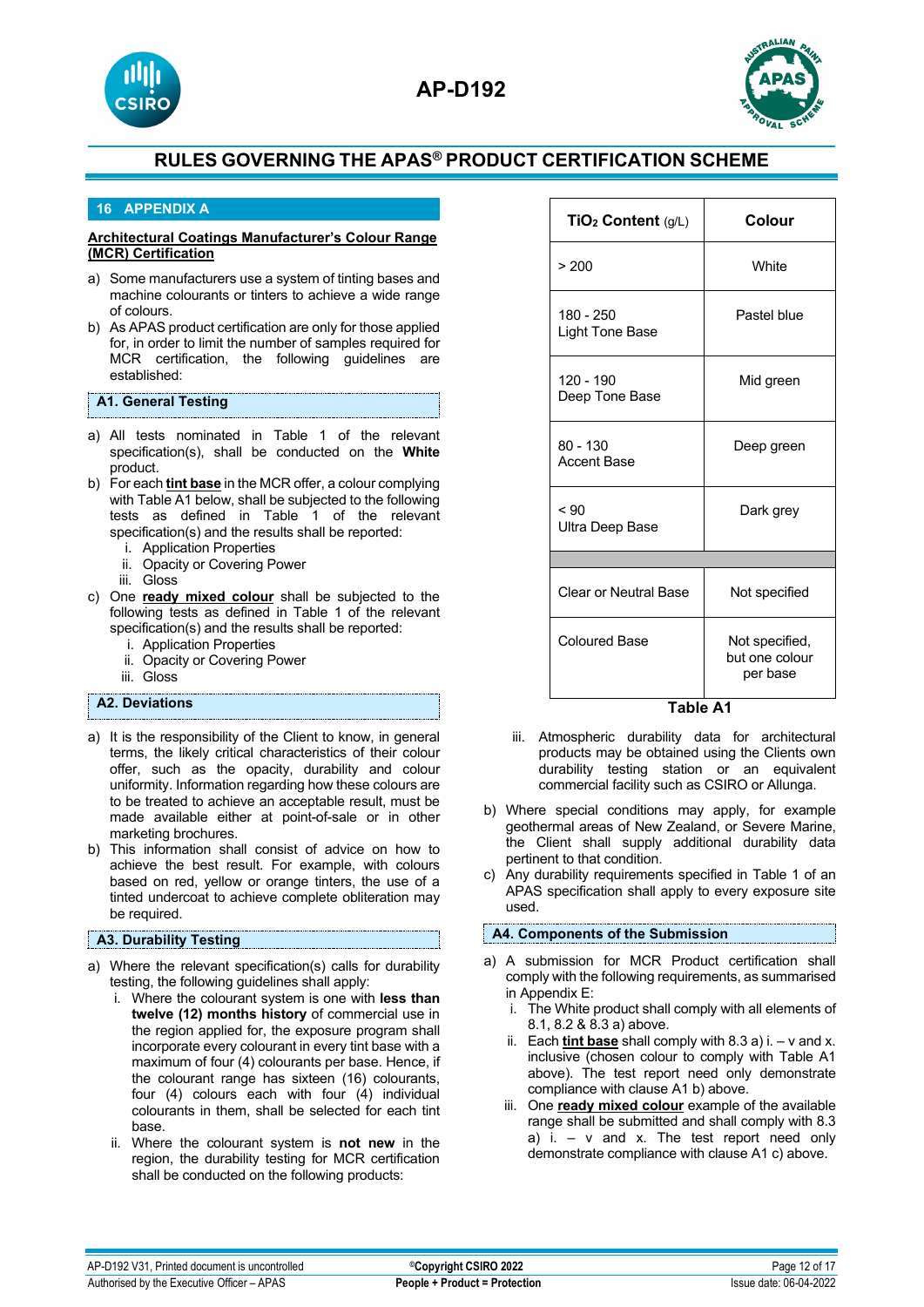## 16 APPENDIX A

**Architectural Coatings Manufacturer's Colour Range (MCR) Certification**

a) Some manufacturers use a system of tinting bases and machine colourants or tinters to achieve a wide range of colours.

b) As APAS product certification are only for those applied for, in order to limit the number of samples required for MCR certification, the following guidelines are established:

### A1. General Testing

a) All tests nominated in Table 1 of the relevant specification(s), shall be conducted on the **White** product.

b) For each **tint base** in the MCR offer, a colour complying with Table A1 below, shall be subjected to the following tests as defined in Table 1 of the relevant specification(s) and the results shall be reported:
   i. Application Properties
   ii. Opacity or Covering Power
   iii. Gloss

c) One **ready mixed colour** shall be subjected to the following tests as defined in Table 1 of the relevant specification(s) and the results shall be reported:
   i. Application Properties
   ii. Opacity or Covering Power
   iii. Gloss

| $TiO_2$ Content (g/L) | Colour |
|---|---|
| > 200 | White |
| 180 - 250 Light Tone Base | Pastel blue |
| 120 - 190 Deep Tone Base | Mid green |
| 80 - 130 Accent Base | Deep green |
| < 90 Ultra Deep Base | Dark grey |
| | |
| Clear or Neutral Base | Not specified |
| Coloured Base | Not specified, but one colour per base |

**Table A1**

### A2. Deviations

a) It is the responsibility of the Client to know, in general terms, the likely critical characteristics of their colour offer, such as the opacity, durability and colour uniformity. Information regarding how these colours are to be treated to achieve an acceptable result, must be made available either at point-of-sale or in other marketing brochures.

b) This information shall consist of advice on how to achieve the best result. For example, with colours based on red, yellow or orange tinters, the use of a tinted undercoat to achieve complete obliteration may be required.

### A3. Durability Testing

a) Where the relevant specification(s) calls for durability testing, the following guidelines shall apply:
   i. Where the colourant system is one with **less than twelve (12) months history** of commercial use in the region applied for, the exposure program shall incorporate every colourant in every tint base with a maximum of four (4) colourants per base. Hence, if the colourant range has sixteen (16) colourants, four (4) colours each with four (4) individual colourants in them, shall be selected for each tint base.
   ii. Where the colourant system is **not new** in the region, the durability testing for MCR certification shall be conducted on the following products:
   iii. Atmospheric durability data for architectural products may be obtained using the Clients own durability testing station or an equivalent commercial facility such as CSIRO or Allunga.

b) Where special conditions may apply, for example geothermal areas of New Zealand, or Severe Marine, the Client shall supply additional durability data pertinent to that condition.

c) Any durability requirements specified in Table 1 of an APAS specification shall apply to every exposure site used.

### A4. Components of the Submission

a) A submission for MCR Product certification shall comply with the following requirements, as summarised in Appendix E:
   i. The White product shall comply with all elements of 8.1, 8.2 & 8.3 a) above.
   ii. Each **tint base** shall comply with 8.3 a) i. – v and x. inclusive (chosen colour to comply with Table A1 above). The test report need only demonstrate compliance with clause A1 b) above.
   iii. One **ready mixed colour** example of the available range shall be submitted and shall comply with 8.3 a) i. – v and x. The test report need only demonstrate compliance with clause A1 c) above.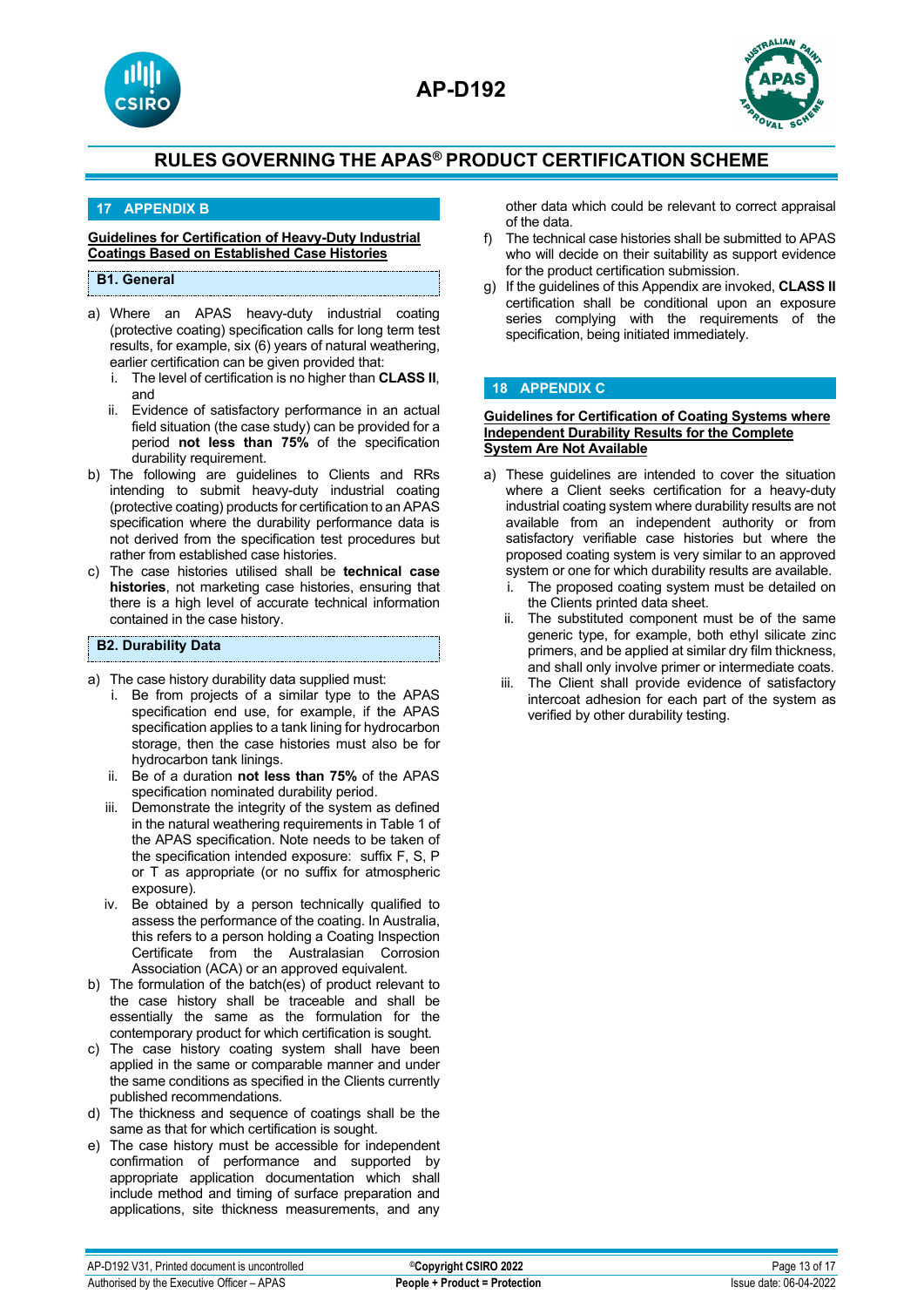## 17 APPENDIX B

**Guidelines for Certification of Heavy-Duty Industrial Coatings Based on Established Case Histories**

### B1. General

a) Where an APAS heavy-duty industrial coating (protective coating) specification calls for long term test results, for example, six (6) years of natural weathering, earlier certification can be given provided that:
   i. The level of certification is no higher than **CLASS II**, and
   ii. Evidence of satisfactory performance in an actual field situation (the case study) can be provided for a period **not less than 75%** of the specification durability requirement.

b) The following are guidelines to Clients and RRs intending to submit heavy-duty industrial coating (protective coating) products for certification to an APAS specification where the durability performance data is not derived from the specification test procedures but rather from established case histories.

c) The case histories utilised shall be **technical case histories**, not marketing case histories, ensuring that there is a high level of accurate technical information contained in the case history.

### B2. Durability Data

a) The case history durability data supplied must:
   i. Be from projects of a similar type to the APAS specification end use, for example, if the APAS specification applies to a tank lining for hydrocarbon storage, then the case histories must also be for hydrocarbon tank linings.
   ii. Be of a duration **not less than 75%** of the APAS specification nominated durability period.
   iii. Demonstrate the integrity of the system as defined in the natural weathering requirements in Table 1 of the APAS specification. Note needs to be taken of the specification intended exposure: suffix F, S, P or T as appropriate (or no suffix for atmospheric exposure).
   iv. Be obtained by a person technically qualified to assess the performance of the coating. In Australia, this refers to a person holding a Coating Inspection Certificate from the Australasian Corrosion Association (ACA) or an approved equivalent.

b) The formulation of the batch(es) of product relevant to the case history shall be traceable and shall be essentially the same as the formulation for the contemporary product for which certification is sought.

c) The case history coating system shall have been applied in the same or comparable manner and under the same conditions as specified in the Clients currently published recommendations.

d) The thickness and sequence of coatings shall be the same as that for which certification is sought.

e) The case history must be accessible for independent confirmation of performance and supported by appropriate application documentation which shall include method and timing of surface preparation and applications, site thickness measurements, and any other data which could be relevant to correct appraisal of the data.

f) The technical case histories shall be submitted to APAS who will decide on their suitability as support evidence for the product certification submission.

g) If the guidelines of this Appendix are invoked, **CLASS II** certification shall be conditional upon an exposure series complying with the requirements of the specification, being initiated immediately.

## 18 APPENDIX C

**Guidelines for Certification of Coating Systems where Independent Durability Results for the Complete System Are Not Available**

a) These guidelines are intended to cover the situation where a Client seeks certification for a heavy-duty industrial coating system where durability results are not available from an independent authority or from satisfactory verifiable case histories but where the proposed coating system is very similar to an approved system or one for which durability results are available.
   i. The proposed coating system must be detailed on the Clients printed data sheet.
   ii. The substituted component must be of the same generic type, for example, both ethyl silicate zinc primers, and be applied at similar dry film thickness, and shall only involve primer or intermediate coats.
   iii. The Client shall provide evidence of satisfactory intercoat adhesion for each part of the system as verified by other durability testing.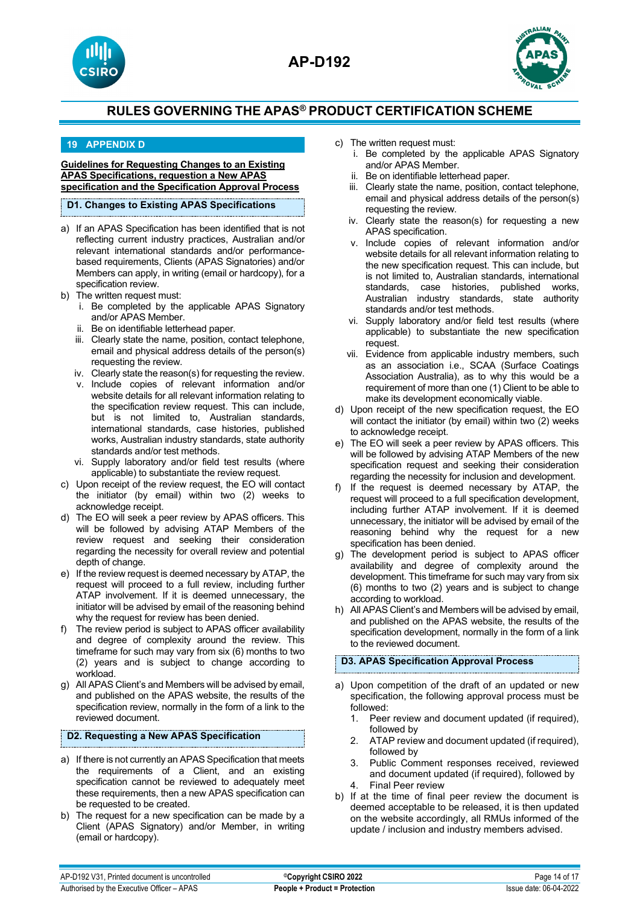## 19 APPENDIX D

**Guidelines for Requesting Changes to an Existing APAS Specifications, requestion a New APAS specification and the Specification Approval Process**

### D1. Changes to Existing APAS Specifications

a) If an APAS Specification has been identified that is not reflecting current industry practices, Australian and/or relevant international standards and/or performance-based requirements, Clients (APAS Signatories) and/or Members can apply, in writing (email or hardcopy), for a specification review.

b) The written request must:
   i. Be completed by the applicable APAS Signatory and/or APAS Member.
   ii. Be on identifiable letterhead paper.
   iii. Clearly state the name, position, contact telephone, email and physical address details of the person(s) requesting the review.
   iv. Clearly state the reason(s) for requesting the review.
   v. Include copies of relevant information and/or website details for all relevant information relating to the specification review request. This can include, but is not limited to, Australian standards, international standards, case histories, published works, Australian industry standards, state authority standards and/or test methods.
   vi. Supply laboratory and/or field test results (where applicable) to substantiate the review request.

c) Upon receipt of the review request, the EO will contact the initiator (by email) within two (2) weeks to acknowledge receipt.

d) The EO will seek a peer review by APAS officers. This will be followed by advising ATAP Members of the review request and seeking their consideration regarding the necessity for overall review and potential depth of change.

e) If the review request is deemed necessary by ATAP, the request will proceed to a full review, including further ATAP involvement. If it is deemed unnecessary, the initiator will be advised by email of the reasoning behind why the request for review has been denied.

f) The review period is subject to APAS officer availability and degree of complexity around the review. This timeframe for such may vary from six (6) months to two (2) years and is subject to change according to workload.

g) All APAS Client's and Members will be advised by email, and published on the APAS website, the results of the specification review, normally in the form of a link to the reviewed document.

### D2. Requesting a New APAS Specification

a) If there is not currently an APAS Specification that meets the requirements of a Client, and an existing specification cannot be reviewed to adequately meet these requirements, then a new APAS specification can be requested to be created.

b) The request for a new specification can be made by a Client (APAS Signatory) and/or Member, in writing (email or hardcopy).

c) The written request must:
   i. Be completed by the applicable APAS Signatory and/or APAS Member.
   ii. Be on identifiable letterhead paper.
   iii. Clearly state the name, position, contact telephone, email and physical address details of the person(s) requesting the review.
   iv. Clearly state the reason(s) for requesting a new APAS specification.
   v. Include copies of relevant information and/or website details for all relevant information relating to the new specification request. This can include, but is not limited to, Australian standards, international standards, case histories, published works, Australian industry standards, state authority standards and/or test methods.
   vi. Supply laboratory and/or field test results (where applicable) to substantiate the new specification request.
   vii. Evidence from applicable industry members, such as an association i.e., SCAA (Surface Coatings Association Australia), as to why this would be a requirement of more than one (1) Client to be able to make its development economically viable.

d) Upon receipt of the new specification request, the EO will contact the initiator (by email) within two (2) weeks to acknowledge receipt.

e) The EO will seek a peer review by APAS officers. This will be followed by advising ATAP Members of the new specification request and seeking their consideration regarding the necessity for inclusion and development.

f) If the request is deemed necessary by ATAP, the request will proceed to a full specification development, including further ATAP involvement. If it is deemed unnecessary, the initiator will be advised by email of the reasoning behind why the request for a new specification has been denied.

g) The development period is subject to APAS officer availability and degree of complexity around the development. This timeframe for such may vary from six (6) months to two (2) years and is subject to change according to workload.

h) All APAS Client's and Members will be advised by email, and published on the APAS website, the results of the specification development, normally in the form of a link to the reviewed document.

### D3. APAS Specification Approval Process

a) Upon competition of the draft of an updated or new specification, the following approval process must be followed:
   1. Peer review and document updated (if required), followed by
   2. ATAP review and document updated (if required), followed by
   3. Public Comment responses received, reviewed and document updated (if required), followed by
   4. Final Peer review

b) If at the time of final peer review the document is deemed acceptable to be released, it is then updated on the website accordingly, all RMUs informed of the update / inclusion and industry members advised.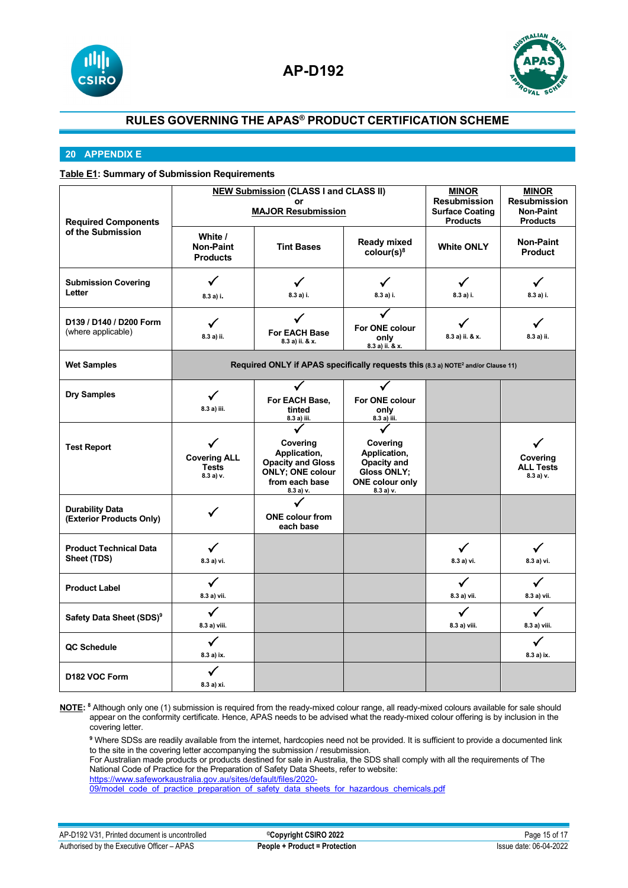## 20 APPENDIX E

**Table E1: Summary of Submission Requirements**

| Required Components of the Submission | NEW Submission (CLASS I and CLASS II) or MAJOR Resubmission | | | MINOR Resubmission Surface Coating Products | MINOR Resubmission Non-Paint Products |
|---|---|---|---|---|---|
| | White / Non-Paint Products | Tint Bases | Ready mixed colour(s)[8] | White ONLY | Non-Paint Product |
| **Submission Covering Letter** | ✓ 8.3 a) i. | ✓ 8.3 a) i. | ✓ 8.3 a) i. | ✓ 8.3 a) i. | ✓ 8.3 a) i. |
| **D139 / D140 / D200 Form** (where applicable) | ✓ 8.3 a) ii. | ✓ For EACH Base 8.3 a) ii. & x. | ✓ For ONE colour only 8.3 a) ii. & x. | ✓ 8.3 a) ii. & x. | ✓ 8.3 a) ii. |
| **Wet Samples** | Required ONLY if APAS specifically requests this (8.3 a) NOTE[2] and/or Clause 11) | | | | |
| **Dry Samples** | ✓ 8.3 a) iii. | ✓ For EACH Base, tinted 8.3 a) iii. | ✓ For ONE colour only 8.3 a) iii. | | |
| **Test Report** | ✓ Covering ALL Tests 8.3 a) v. | ✓ Covering Application, Opacity and Gloss ONLY; ONE colour from each base 8.3 a) v. | ✓ Covering Application, Opacity and Gloss ONLY; ONE colour only 8.3 a) v. | | ✓ Covering ALL Tests 8.3 a) v. |
| **Durability Data (Exterior Products Only)** | ✓ | ✓ ONE colour from each base | | | |
| **Product Technical Data Sheet (TDS)** | ✓ 8.3 a) vi. | | | ✓ 8.3 a) vi. | ✓ 8.3 a) vi. |
| **Product Label** | ✓ 8.3 a) vii. | | | ✓ 8.3 a) vii. | ✓ 8.3 a) vii. |
| **Safety Data Sheet (SDS)[9]** | ✓ 8.3 a) viii. | | | ✓ 8.3 a) viii. | ✓ 8.3 a) viii. |
| **QC Schedule** | ✓ 8.3 a) ix. | | | | ✓ 8.3 a) ix. |
| **D182 VOC Form** | ✓ 8.3 a) xi. | | | | |

**NOTE**: [8] Although only one (1) submission is required from the ready-mixed colour range, all ready-mixed colours available for sale should appear on the conformity certificate. Hence, APAS needs to be advised what the ready-mixed colour offering is by inclusion in the covering letter.

[9] Where SDSs are readily available from the internet, hardcopies need not be provided. It is sufficient to provide a documented link to the site in the covering letter accompanying the submission / resubmission.
For Australian made products or products destined for sale in Australia, the SDS shall comply with all the requirements of The National Code of Practice for the Preparation of Safety Data Sheets, refer to website:
https://www.safeworkaustralia.gov.au/sites/default/files/2020-09/model_code_of_practice_preparation_of_safety_data_sheets_for_hazardous_chemicals.pdf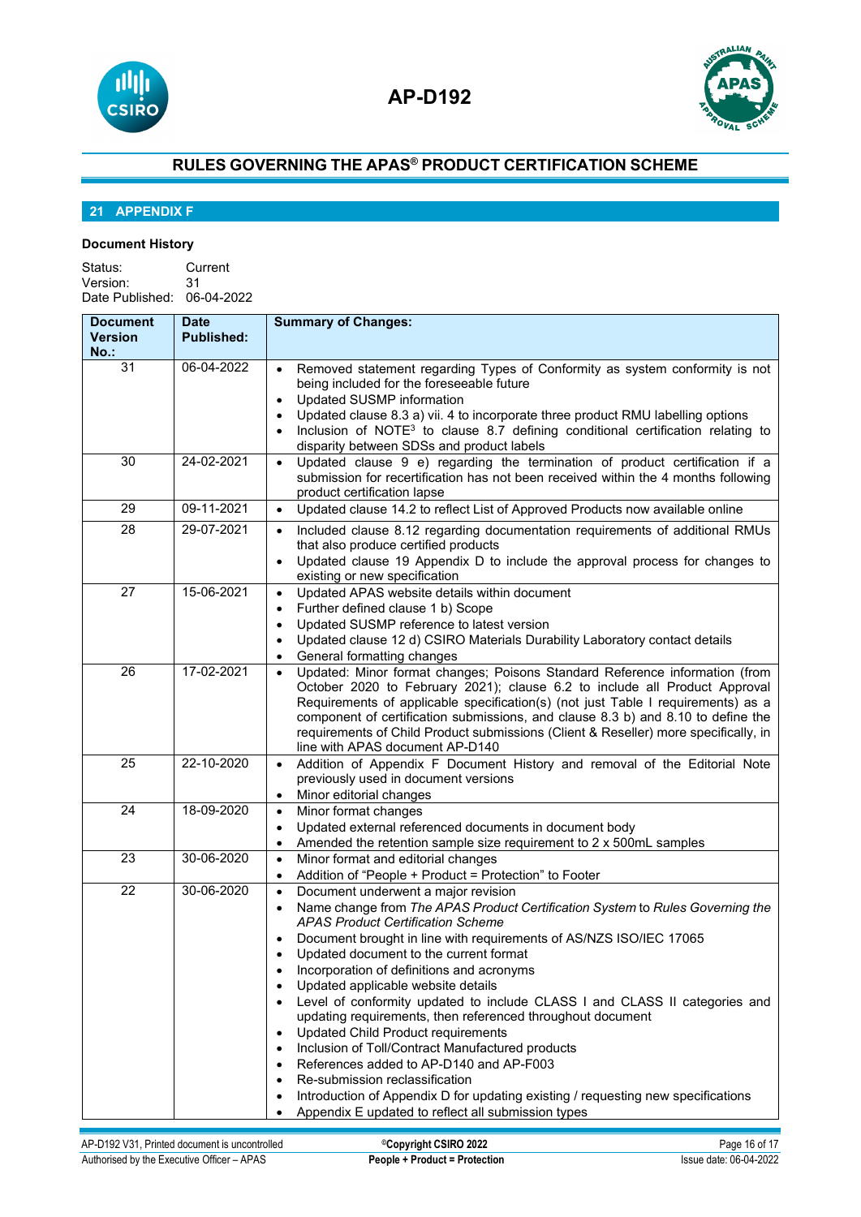## 21 APPENDIX F

**Document History**

Status: Current
Version: 31
Date Published: 06-04-2022

| Document Version No.: | Date Published: | Summary of Changes: |
|---|---|---|
| 31 | 06-04-2022 | • Removed statement regarding Types of Conformity as system conformity is not being included for the foreseeable future<br>• Updated SUSMP information<br>• Updated clause 8.3 a) vii. 4 to incorporate three product RMU labelling options<br>• Inclusion of NOTE[3] to clause 8.7 defining conditional certification relating to disparity between SDSs and product labels |
| 30 | 24-02-2021 | • Updated clause 9 e) regarding the termination of product certification if a submission for recertification has not been received within the 4 months following product certification lapse |
| 29 | 09-11-2021 | • Updated clause 14.2 to reflect List of Approved Products now available online |
| 28 | 29-07-2021 | • Included clause 8.12 regarding documentation requirements of additional RMUs that also produce certified products<br>• Updated clause 19 Appendix D to include the approval process for changes to existing or new specification |
| 27 | 15-06-2021 | • Updated APAS website details within document<br>• Further defined clause 1 b) Scope<br>• Updated SUSMP reference to latest version<br>• Updated clause 12 d) CSIRO Materials Durability Laboratory contact details<br>• General formatting changes |
| 26 | 17-02-2021 | • Updated: Minor format changes; Poisons Standard Reference information (from October 2020 to February 2021); clause 6.2 to include all Product Approval Requirements of applicable specification(s) (not just Table I requirements) as a component of certification submissions, and clause 8.3 b) and 8.10 to define the requirements of Child Product submissions (Client & Reseller) more specifically, in line with APAS document AP-D140 |
| 25 | 22-10-2020 | • Addition of Appendix F Document History and removal of the Editorial Note previously used in document versions<br>• Minor editorial changes |
| 24 | 18-09-2020 | • Minor format changes<br>• Updated external referenced documents in document body<br>• Amended the retention sample size requirement to 2 x 500mL samples |
| 23 | 30-06-2020 | • Minor format and editorial changes<br>• Addition of "People + Product = Protection" to Footer |
| 22 | 30-06-2020 | • Document underwent a major revision<br>• Name change from *The APAS Product Certification System* to *Rules Governing the APAS Product Certification Scheme*<br>• Document brought in line with requirements of AS/NZS ISO/IEC 17065<br>• Updated document to the current format<br>• Incorporation of definitions and acronyms<br>• Updated applicable website details<br>• Level of conformity updated to include CLASS I and CLASS II categories and updating requirements, then referenced throughout document<br>• Updated Child Product requirements<br>• Inclusion of Toll/Contract Manufactured products<br>• References added to AP-D140 and AP-F003<br>• Re-submission reclassification<br>• Introduction of Appendix D for updating existing / requesting new specifications<br>• Appendix E updated to reflect all submission types |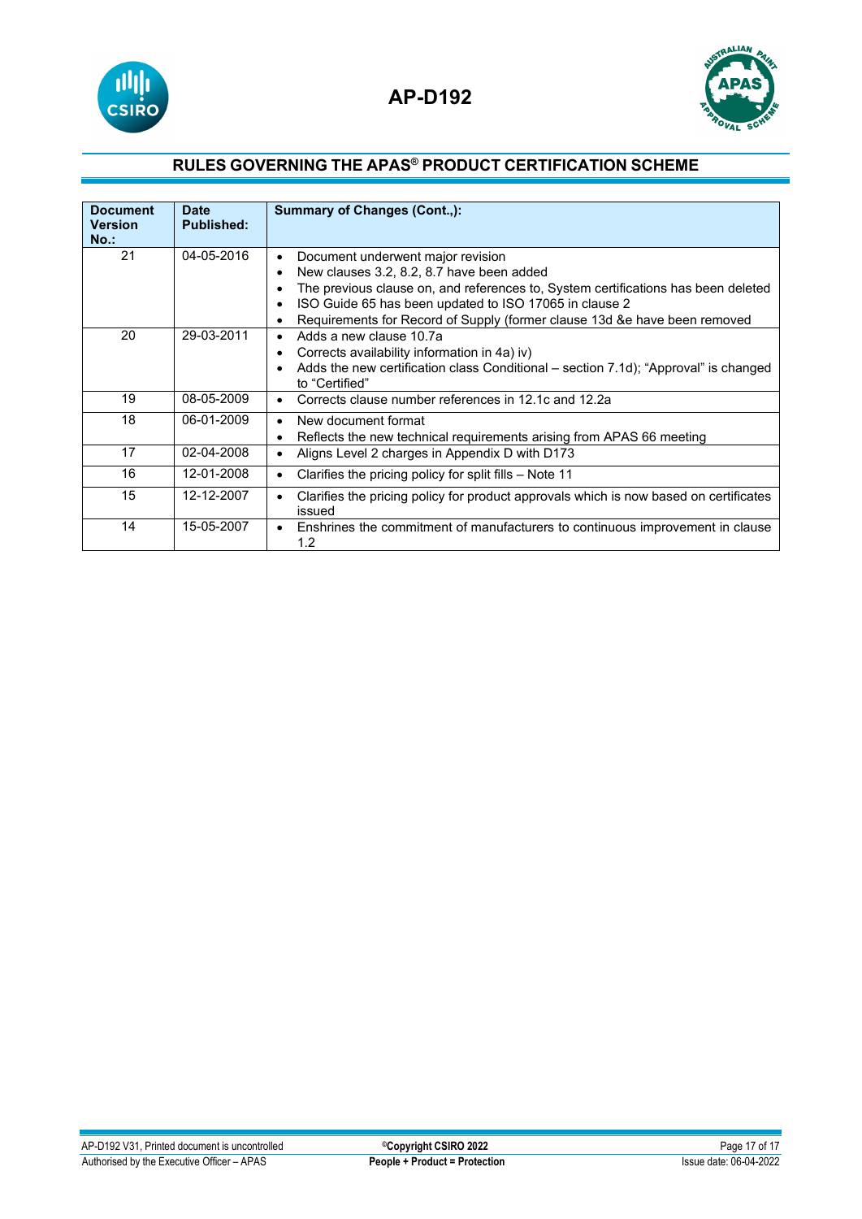| Document Version No.: | Date Published: | Summary of Changes (Cont.,): |
|---|---|---|
| 21 | 04-05-2016 | • Document underwent major revision<br>• New clauses 3.2, 8.2, 8.7 have been added<br>• The previous clause on, and references to, System certifications has been deleted<br>• ISO Guide 65 has been updated to ISO 17065 in clause 2<br>• Requirements for Record of Supply (former clause 13d &e have been removed |
| 20 | 29-03-2011 | • Adds a new clause 10.7a<br>• Corrects availability information in 4a) iv)<br>• Adds the new certification class Conditional – section 7.1d); "Approval" is changed to "Certified" |
| 19 | 08-05-2009 | • Corrects clause number references in 12.1c and 12.2a |
| 18 | 06-01-2009 | • New document format<br>• Reflects the new technical requirements arising from APAS 66 meeting |
| 17 | 02-04-2008 | • Aligns Level 2 charges in Appendix D with D173 |
| 16 | 12-01-2008 | • Clarifies the pricing policy for split fills – Note 11 |
| 15 | 12-12-2007 | • Clarifies the pricing policy for product approvals which is now based on certificates issued |
| 14 | 15-05-2007 | • Enshrines the commitment of manufacturers to continuous improvement in clause 1.2 |